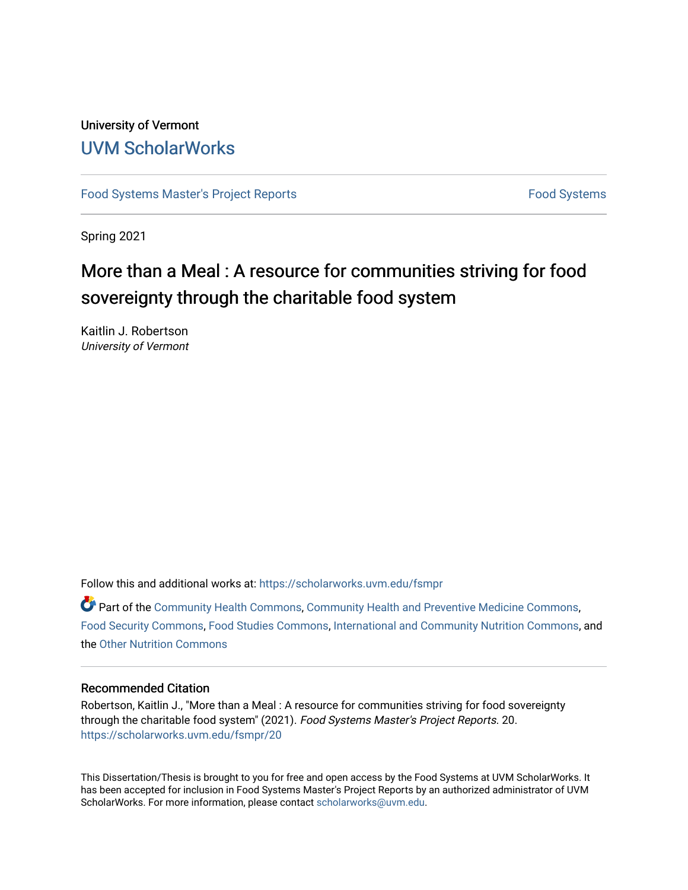University of Vermont

UVM ScholarWorks

Food Systems Master's Project Reports

Food Systems

Spring 2021

# More than a Meal : A resource for communities striving for food sovereignty through the charitable food system

Kaitlin J. Robertson
*University of Vermont*

Follow this and additional works at: https://scholarworks.uvm.edu/fsmpr

Part of the Community Health Commons, Community Health and Preventive Medicine Commons, Food Security Commons, Food Studies Commons, International and Community Nutrition Commons, and the Other Nutrition Commons

## Recommended Citation

Robertson, Kaitlin J., "More than a Meal : A resource for communities striving for food sovereignty through the charitable food system" (2021). *Food Systems Master's Project Reports*. 20.
https://scholarworks.uvm.edu/fsmpr/20

This Dissertation/Thesis is brought to you for free and open access by the Food Systems at UVM ScholarWorks. It has been accepted for inclusion in Food Systems Master's Project Reports by an authorized administrator of UVM ScholarWorks. For more information, please contact scholarworks@uvm.edu.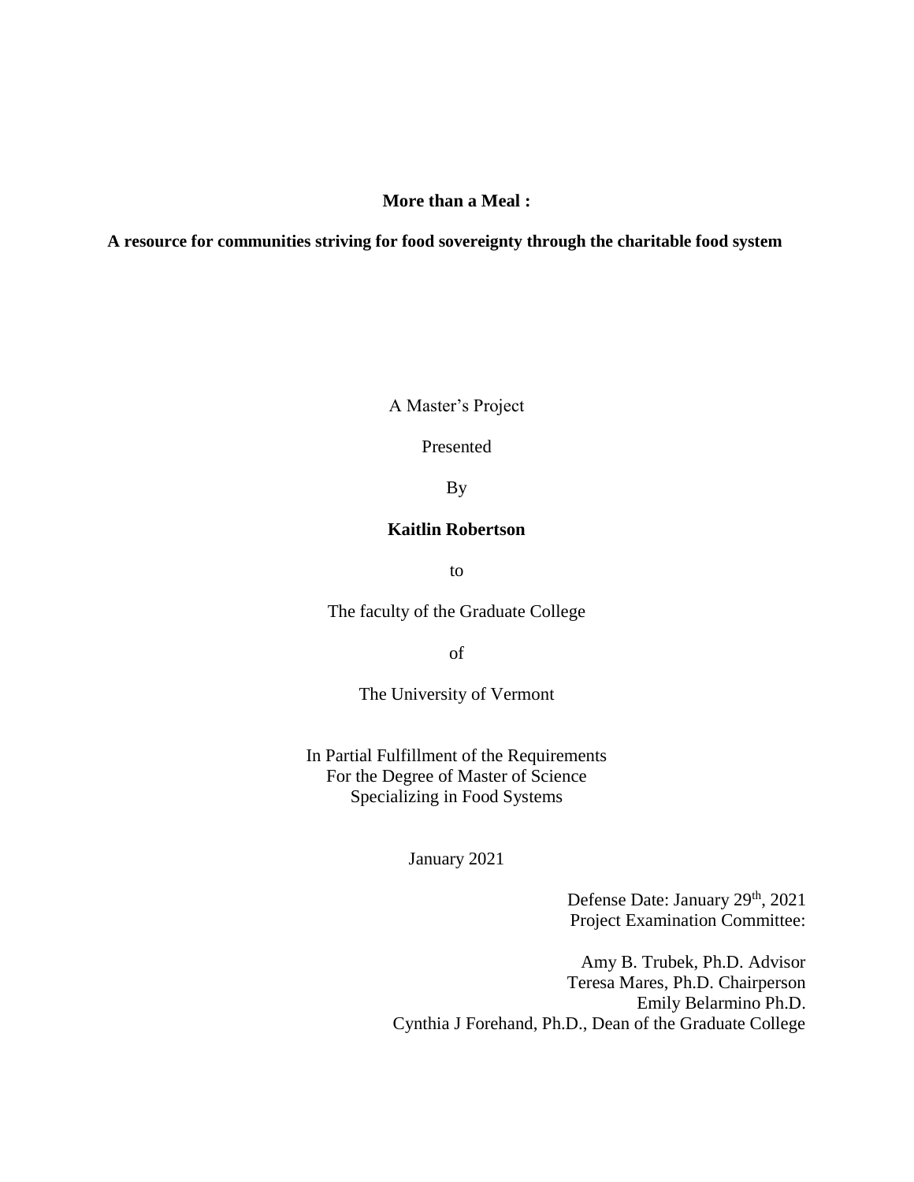**More than a Meal :**

**A resource for communities striving for food sovereignty through the charitable food system**

A Master's Project

Presented

By

**Kaitlin Robertson**

to

The faculty of the Graduate College

of

The University of Vermont

In Partial Fulfillment of the Requirements
For the Degree of Master of Science
Specializing in Food Systems

January 2021

Defense Date: January 29th, 2021
Project Examination Committee:

Amy B. Trubek, Ph.D. Advisor
Teresa Mares, Ph.D. Chairperson
Emily Belarmino Ph.D.
Cynthia J Forehand, Ph.D., Dean of the Graduate College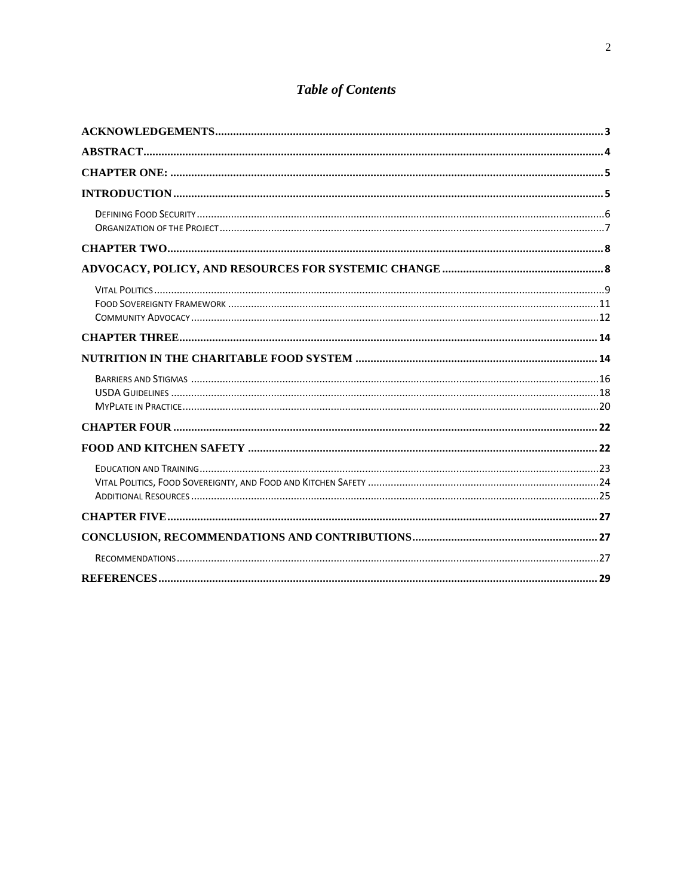# *Table of Contents*

| | |
|---|---|
| **ACKNOWLEDGEMENTS** | **3** |
| **ABSTRACT** | **4** |
| **CHAPTER ONE:** | **5** |
| **INTRODUCTION** | **5** |
| DEFINING FOOD SECURITY | 6 |
| ORGANIZATION OF THE PROJECT | 7 |
| **CHAPTER TWO** | **8** |
| **ADVOCACY, POLICY, AND RESOURCES FOR SYSTEMIC CHANGE** | **8** |
| VITAL POLITICS | 9 |
| FOOD SOVEREIGNTY FRAMEWORK | 11 |
| COMMUNITY ADVOCACY | 12 |
| **CHAPTER THREE** | **14** |
| **NUTRITION IN THE CHARITABLE FOOD SYSTEM** | **14** |
| BARRIERS AND STIGMAS | 16 |
| USDA GUIDELINES | 18 |
| MYPLATE IN PRACTICE | 20 |
| **CHAPTER FOUR** | **22** |
| **FOOD AND KITCHEN SAFETY** | **22** |
| EDUCATION AND TRAINING | 23 |
| VITAL POLITICS, FOOD SOVEREIGNTY, AND FOOD AND KITCHEN SAFETY | 24 |
| ADDITIONAL RESOURCES | 25 |
| **CHAPTER FIVE** | **27** |
| **CONCLUSION, RECOMMENDATIONS AND CONTRIBUTIONS** | **27** |
| RECOMMENDATIONS | 27 |
| **REFERENCES** | **29** |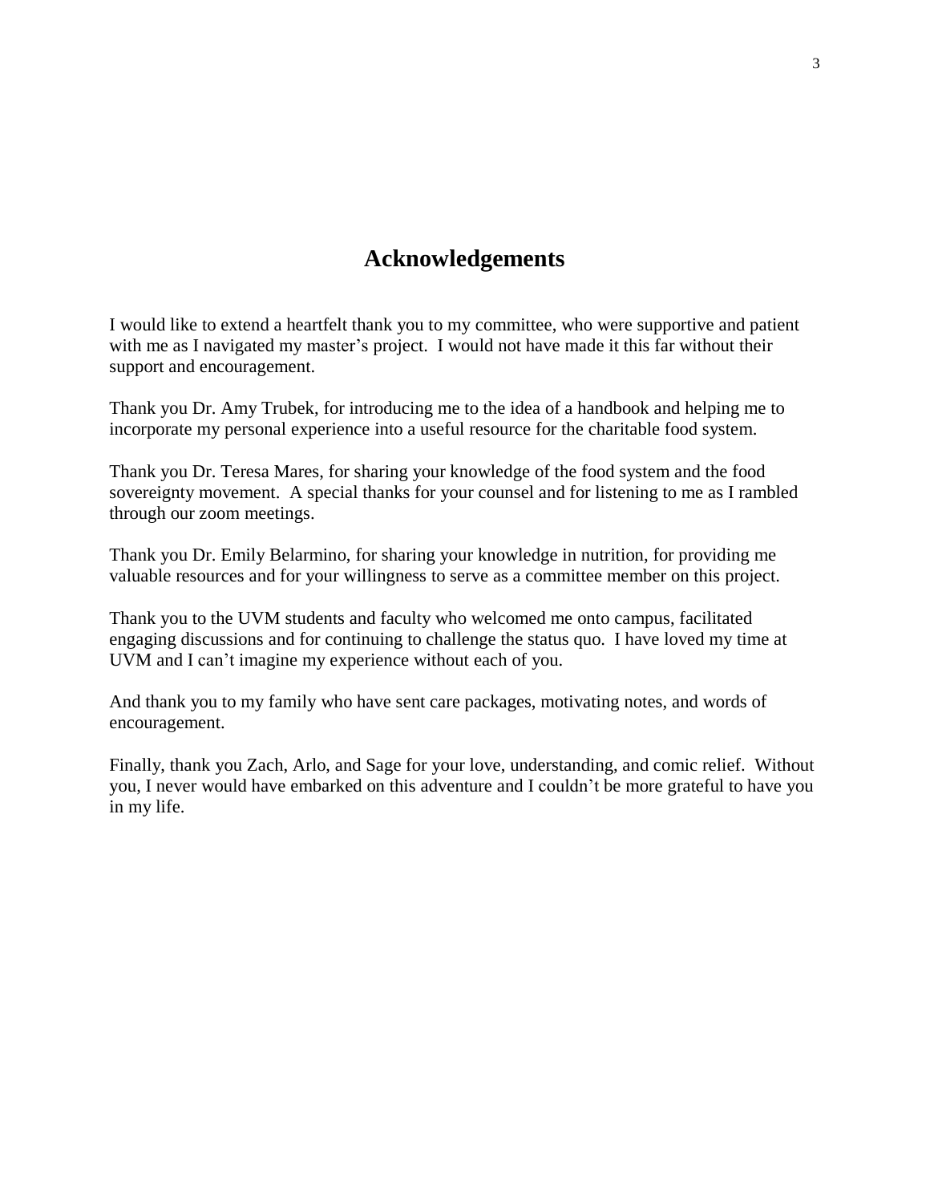# Acknowledgements

I would like to extend a heartfelt thank you to my committee, who were supportive and patient with me as I navigated my master's project. I would not have made it this far without their support and encouragement.

Thank you Dr. Amy Trubek, for introducing me to the idea of a handbook and helping me to incorporate my personal experience into a useful resource for the charitable food system.

Thank you Dr. Teresa Mares, for sharing your knowledge of the food system and the food sovereignty movement. A special thanks for your counsel and for listening to me as I rambled through our zoom meetings.

Thank you Dr. Emily Belarmino, for sharing your knowledge in nutrition, for providing me valuable resources and for your willingness to serve as a committee member on this project.

Thank you to the UVM students and faculty who welcomed me onto campus, facilitated engaging discussions and for continuing to challenge the status quo. I have loved my time at UVM and I can't imagine my experience without each of you.

And thank you to my family who have sent care packages, motivating notes, and words of encouragement.

Finally, thank you Zach, Arlo, and Sage for your love, understanding, and comic relief. Without you, I never would have embarked on this adventure and I couldn't be more grateful to have you in my life.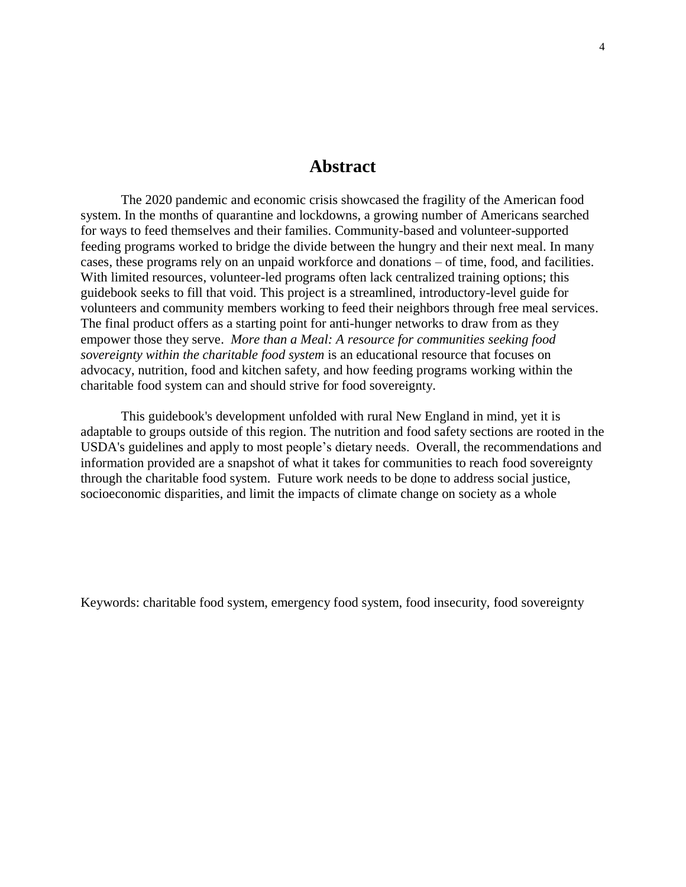# Abstract

The 2020 pandemic and economic crisis showcased the fragility of the American food system. In the months of quarantine and lockdowns, a growing number of Americans searched for ways to feed themselves and their families. Community-based and volunteer-supported feeding programs worked to bridge the divide between the hungry and their next meal. In many cases, these programs rely on an unpaid workforce and donations – of time, food, and facilities. With limited resources, volunteer-led programs often lack centralized training options; this guidebook seeks to fill that void. This project is a streamlined, introductory-level guide for volunteers and community members working to feed their neighbors through free meal services. The final product offers as a starting point for anti-hunger networks to draw from as they empower those they serve. *More than a Meal: A resource for communities seeking food sovereignty within the charitable food system* is an educational resource that focuses on advocacy, nutrition, food and kitchen safety, and how feeding programs working within the charitable food system can and should strive for food sovereignty.

This guidebook's development unfolded with rural New England in mind, yet it is adaptable to groups outside of this region. The nutrition and food safety sections are rooted in the USDA's guidelines and apply to most people's dietary needs. Overall, the recommendations and information provided are a snapshot of what it takes for communities to reach food sovereignty through the charitable food system. Future work needs to be done to address social justice, socioeconomic disparities, and limit the impacts of climate change on society as a whole

Keywords: charitable food system, emergency food system, food insecurity, food sovereignty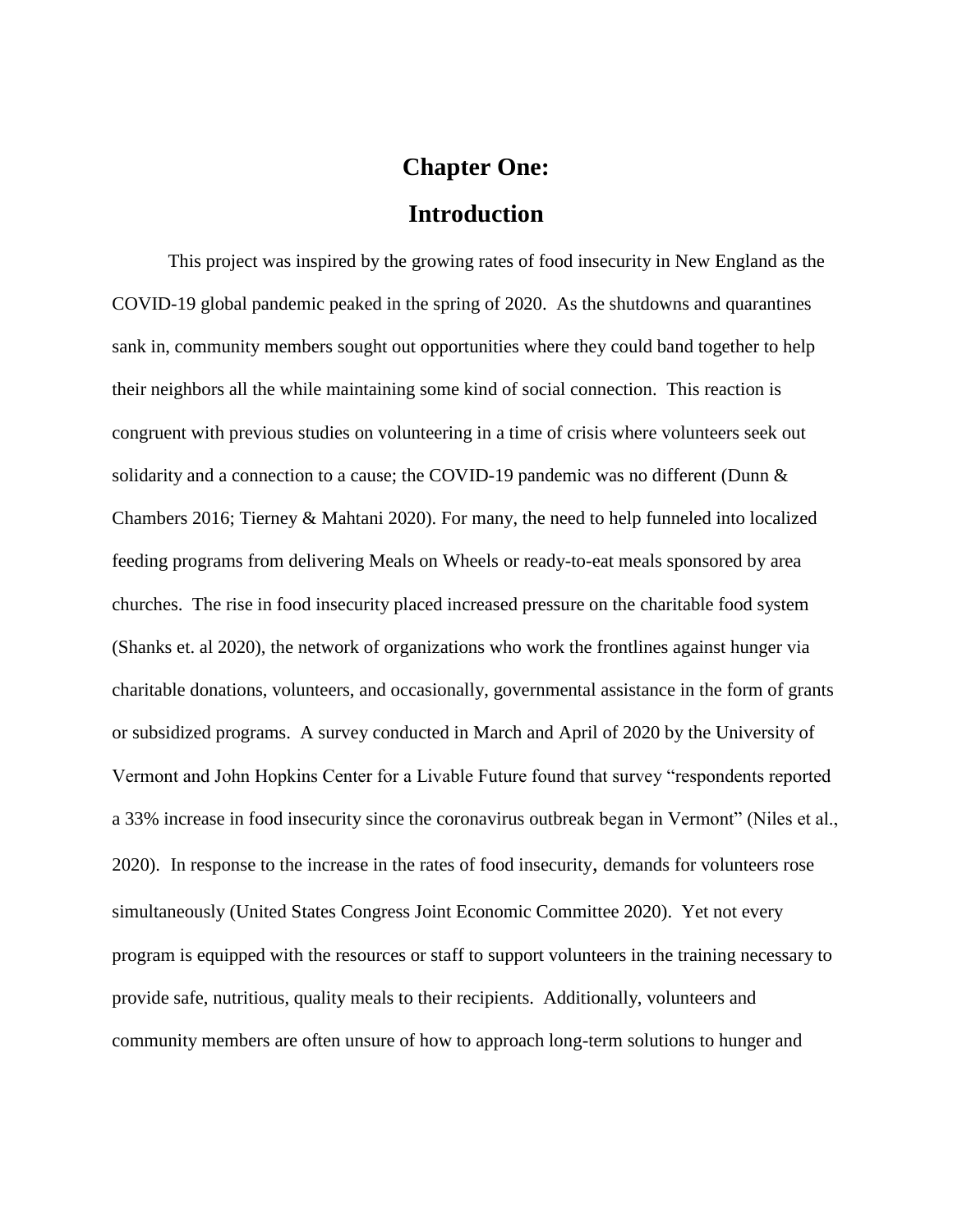# Chapter One:
# Introduction

This project was inspired by the growing rates of food insecurity in New England as the COVID-19 global pandemic peaked in the spring of 2020. As the shutdowns and quarantines sank in, community members sought out opportunities where they could band together to help their neighbors all the while maintaining some kind of social connection. This reaction is congruent with previous studies on volunteering in a time of crisis where volunteers seek out solidarity and a connection to a cause; the COVID-19 pandemic was no different (Dunn & Chambers 2016; Tierney & Mahtani 2020). For many, the need to help funneled into localized feeding programs from delivering Meals on Wheels or ready-to-eat meals sponsored by area churches. The rise in food insecurity placed increased pressure on the charitable food system (Shanks et. al 2020), the network of organizations who work the frontlines against hunger via charitable donations, volunteers, and occasionally, governmental assistance in the form of grants or subsidized programs. A survey conducted in March and April of 2020 by the University of Vermont and John Hopkins Center for a Livable Future found that survey "respondents reported a 33% increase in food insecurity since the coronavirus outbreak began in Vermont" (Niles et al., 2020). In response to the increase in the rates of food insecurity, demands for volunteers rose simultaneously (United States Congress Joint Economic Committee 2020). Yet not every program is equipped with the resources or staff to support volunteers in the training necessary to provide safe, nutritious, quality meals to their recipients. Additionally, volunteers and community members are often unsure of how to approach long-term solutions to hunger and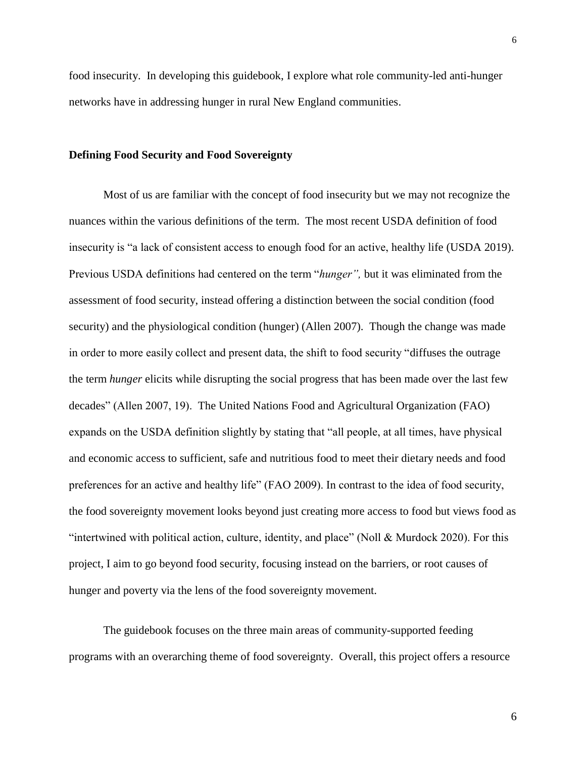food insecurity. In developing this guidebook, I explore what role community-led anti-hunger networks have in addressing hunger in rural New England communities.

## Defining Food Security and Food Sovereignty

Most of us are familiar with the concept of food insecurity but we may not recognize the nuances within the various definitions of the term. The most recent USDA definition of food insecurity is "a lack of consistent access to enough food for an active, healthy life (USDA 2019). Previous USDA definitions had centered on the term "*hunger",* but it was eliminated from the assessment of food security, instead offering a distinction between the social condition (food security) and the physiological condition (hunger) (Allen 2007). Though the change was made in order to more easily collect and present data, the shift to food security "diffuses the outrage the term *hunger* elicits while disrupting the social progress that has been made over the last few decades" (Allen 2007, 19). The United Nations Food and Agricultural Organization (FAO) expands on the USDA definition slightly by stating that "all people, at all times, have physical and economic access to sufficient, safe and nutritious food to meet their dietary needs and food preferences for an active and healthy life" (FAO 2009). In contrast to the idea of food security, the food sovereignty movement looks beyond just creating more access to food but views food as "intertwined with political action, culture, identity, and place" (Noll & Murdock 2020). For this project, I aim to go beyond food security, focusing instead on the barriers, or root causes of hunger and poverty via the lens of the food sovereignty movement.

The guidebook focuses on the three main areas of community-supported feeding programs with an overarching theme of food sovereignty. Overall, this project offers a resource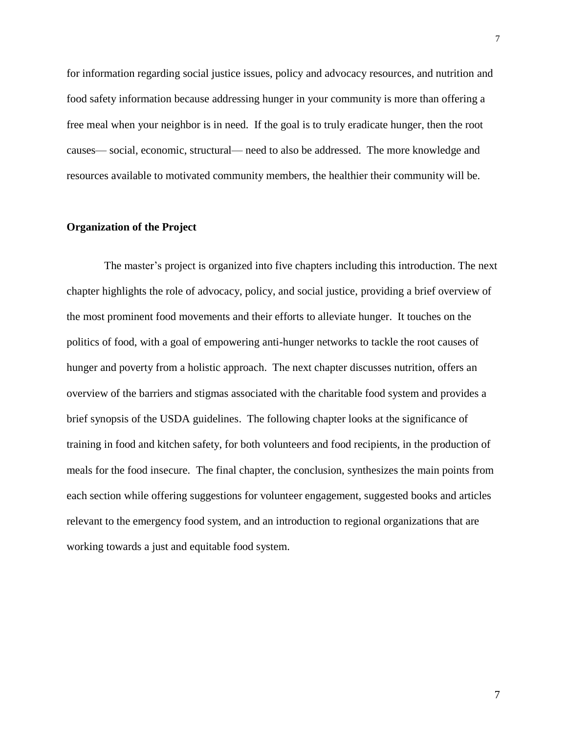for information regarding social justice issues, policy and advocacy resources, and nutrition and food safety information because addressing hunger in your community is more than offering a free meal when your neighbor is in need. If the goal is to truly eradicate hunger, then the root causes— social, economic, structural— need to also be addressed. The more knowledge and resources available to motivated community members, the healthier their community will be.

**Organization of the Project**

The master's project is organized into five chapters including this introduction. The next chapter highlights the role of advocacy, policy, and social justice, providing a brief overview of the most prominent food movements and their efforts to alleviate hunger. It touches on the politics of food, with a goal of empowering anti-hunger networks to tackle the root causes of hunger and poverty from a holistic approach. The next chapter discusses nutrition, offers an overview of the barriers and stigmas associated with the charitable food system and provides a brief synopsis of the USDA guidelines. The following chapter looks at the significance of training in food and kitchen safety, for both volunteers and food recipients, in the production of meals for the food insecure. The final chapter, the conclusion, synthesizes the main points from each section while offering suggestions for volunteer engagement, suggested books and articles relevant to the emergency food system, and an introduction to regional organizations that are working towards a just and equitable food system.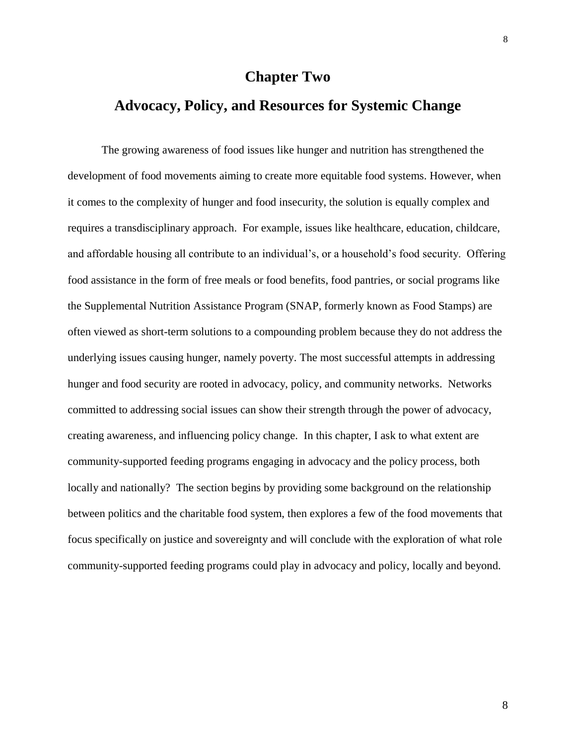# Chapter Two

## Advocacy, Policy, and Resources for Systemic Change

The growing awareness of food issues like hunger and nutrition has strengthened the development of food movements aiming to create more equitable food systems. However, when it comes to the complexity of hunger and food insecurity, the solution is equally complex and requires a transdisciplinary approach. For example, issues like healthcare, education, childcare, and affordable housing all contribute to an individual's, or a household's food security. Offering food assistance in the form of free meals or food benefits, food pantries, or social programs like the Supplemental Nutrition Assistance Program (SNAP, formerly known as Food Stamps) are often viewed as short-term solutions to a compounding problem because they do not address the underlying issues causing hunger, namely poverty. The most successful attempts in addressing hunger and food security are rooted in advocacy, policy, and community networks. Networks committed to addressing social issues can show their strength through the power of advocacy, creating awareness, and influencing policy change. In this chapter, I ask to what extent are community-supported feeding programs engaging in advocacy and the policy process, both locally and nationally? The section begins by providing some background on the relationship between politics and the charitable food system, then explores a few of the food movements that focus specifically on justice and sovereignty and will conclude with the exploration of what role community-supported feeding programs could play in advocacy and policy, locally and beyond.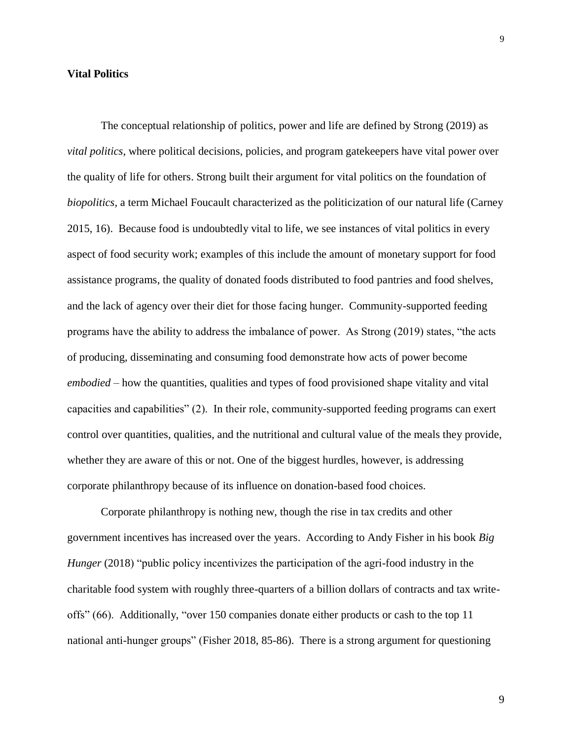## Vital Politics

The conceptual relationship of politics, power and life are defined by Strong (2019) as *vital politics*, where political decisions, policies, and program gatekeepers have vital power over the quality of life for others. Strong built their argument for vital politics on the foundation of *biopolitics*, a term Michael Foucault characterized as the politicization of our natural life (Carney 2015, 16). Because food is undoubtedly vital to life, we see instances of vital politics in every aspect of food security work; examples of this include the amount of monetary support for food assistance programs, the quality of donated foods distributed to food pantries and food shelves, and the lack of agency over their diet for those facing hunger. Community-supported feeding programs have the ability to address the imbalance of power. As Strong (2019) states, "the acts of producing, disseminating and consuming food demonstrate how acts of power become *embodied* – how the quantities, qualities and types of food provisioned shape vitality and vital capacities and capabilities" (2). In their role, community-supported feeding programs can exert control over quantities, qualities, and the nutritional and cultural value of the meals they provide, whether they are aware of this or not. One of the biggest hurdles, however, is addressing corporate philanthropy because of its influence on donation-based food choices.

Corporate philanthropy is nothing new, though the rise in tax credits and other government incentives has increased over the years. According to Andy Fisher in his book *Big Hunger* (2018) "public policy incentivizes the participation of the agri-food industry in the charitable food system with roughly three-quarters of a billion dollars of contracts and tax write-offs" (66). Additionally, "over 150 companies donate either products or cash to the top 11 national anti-hunger groups" (Fisher 2018, 85-86). There is a strong argument for questioning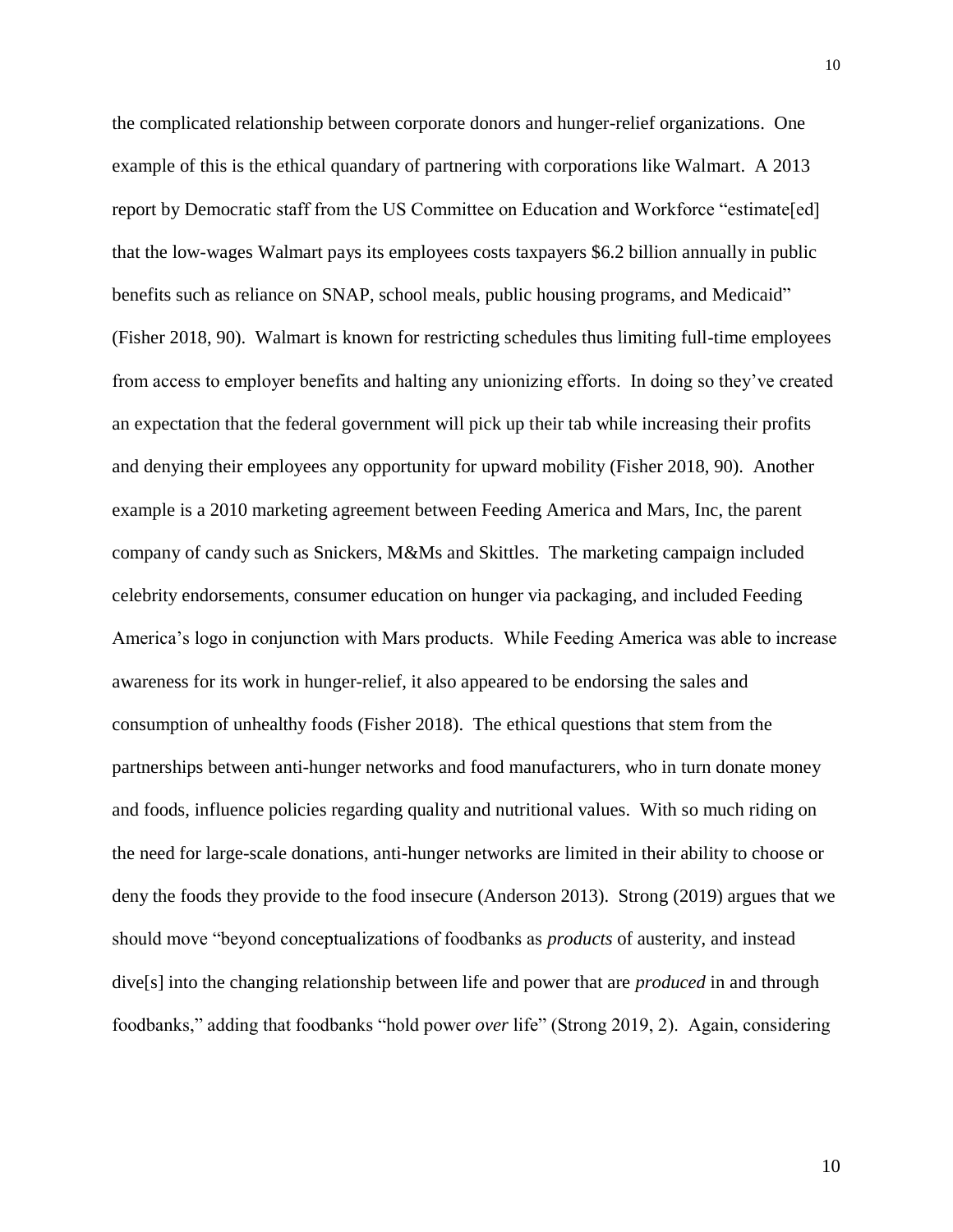the complicated relationship between corporate donors and hunger-relief organizations. One example of this is the ethical quandary of partnering with corporations like Walmart. A 2013 report by Democratic staff from the US Committee on Education and Workforce "estimate[ed] that the low-wages Walmart pays its employees costs taxpayers $6.2 billion annually in public benefits such as reliance on SNAP, school meals, public housing programs, and Medicaid" (Fisher 2018, 90). Walmart is known for restricting schedules thus limiting full-time employees from access to employer benefits and halting any unionizing efforts. In doing so they've created an expectation that the federal government will pick up their tab while increasing their profits and denying their employees any opportunity for upward mobility (Fisher 2018, 90). Another example is a 2010 marketing agreement between Feeding America and Mars, Inc, the parent company of candy such as Snickers, M&Ms and Skittles. The marketing campaign included celebrity endorsements, consumer education on hunger via packaging, and included Feeding America's logo in conjunction with Mars products. While Feeding America was able to increase awareness for its work in hunger-relief, it also appeared to be endorsing the sales and consumption of unhealthy foods (Fisher 2018). The ethical questions that stem from the partnerships between anti-hunger networks and food manufacturers, who in turn donate money and foods, influence policies regarding quality and nutritional values. With so much riding on the need for large-scale donations, anti-hunger networks are limited in their ability to choose or deny the foods they provide to the food insecure (Anderson 2013). Strong (2019) argues that we should move "beyond conceptualizations of foodbanks as *products* of austerity, and instead dive[s] into the changing relationship between life and power that are *produced* in and through foodbanks," adding that foodbanks "hold power *over* life" (Strong 2019, 2). Again, considering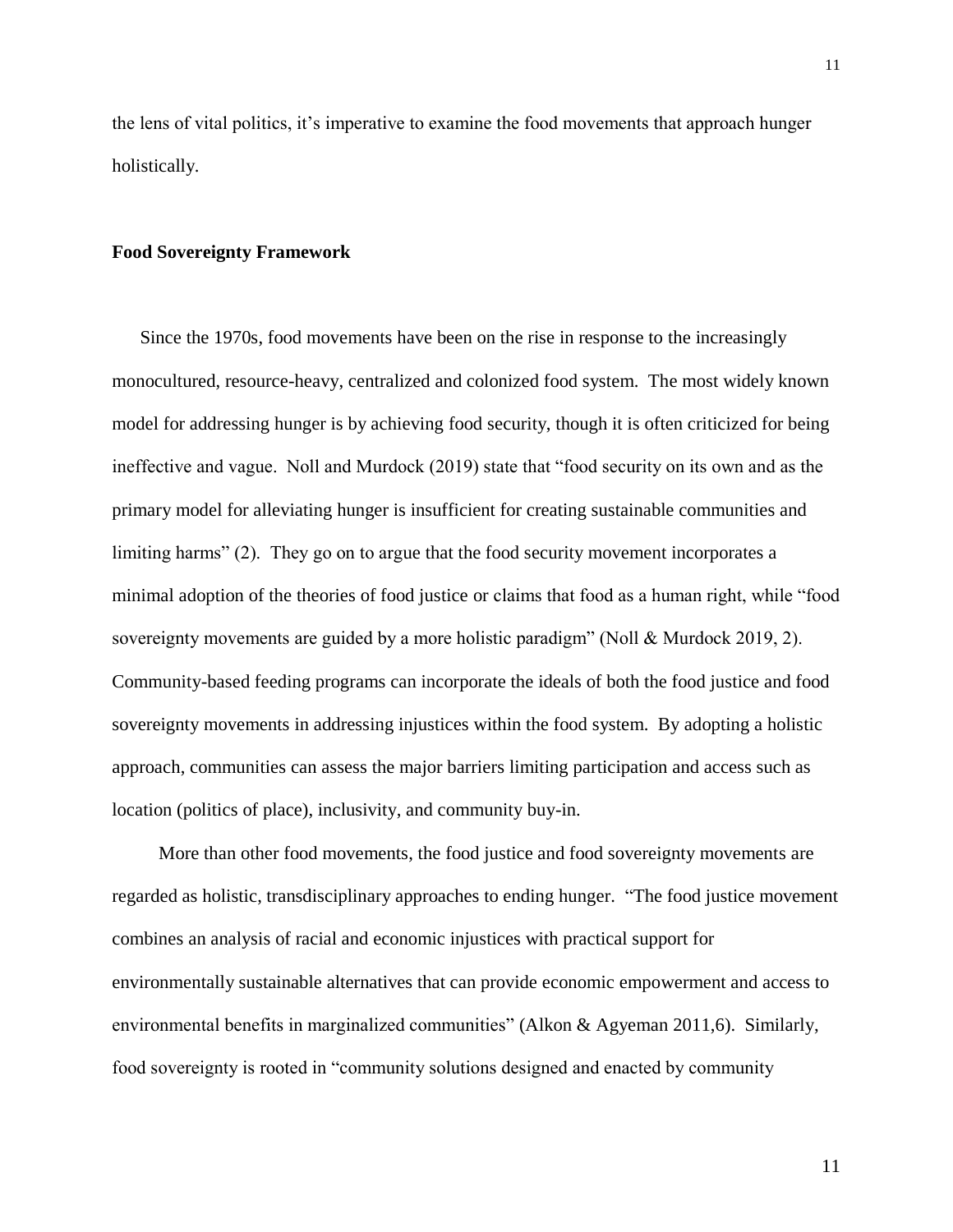the lens of vital politics, it's imperative to examine the food movements that approach hunger holistically.

**Food Sovereignty Framework**

Since the 1970s, food movements have been on the rise in response to the increasingly monocultured, resource-heavy, centralized and colonized food system. The most widely known model for addressing hunger is by achieving food security, though it is often criticized for being ineffective and vague. Noll and Murdock (2019) state that "food security on its own and as the primary model for alleviating hunger is insufficient for creating sustainable communities and limiting harms" (2). They go on to argue that the food security movement incorporates a minimal adoption of the theories of food justice or claims that food as a human right, while "food sovereignty movements are guided by a more holistic paradigm" (Noll & Murdock 2019, 2). Community-based feeding programs can incorporate the ideals of both the food justice and food sovereignty movements in addressing injustices within the food system. By adopting a holistic approach, communities can assess the major barriers limiting participation and access such as location (politics of place), inclusivity, and community buy-in.

More than other food movements, the food justice and food sovereignty movements are regarded as holistic, transdisciplinary approaches to ending hunger. "The food justice movement combines an analysis of racial and economic injustices with practical support for environmentally sustainable alternatives that can provide economic empowerment and access to environmental benefits in marginalized communities" (Alkon & Agyeman 2011,6). Similarly, food sovereignty is rooted in "community solutions designed and enacted by community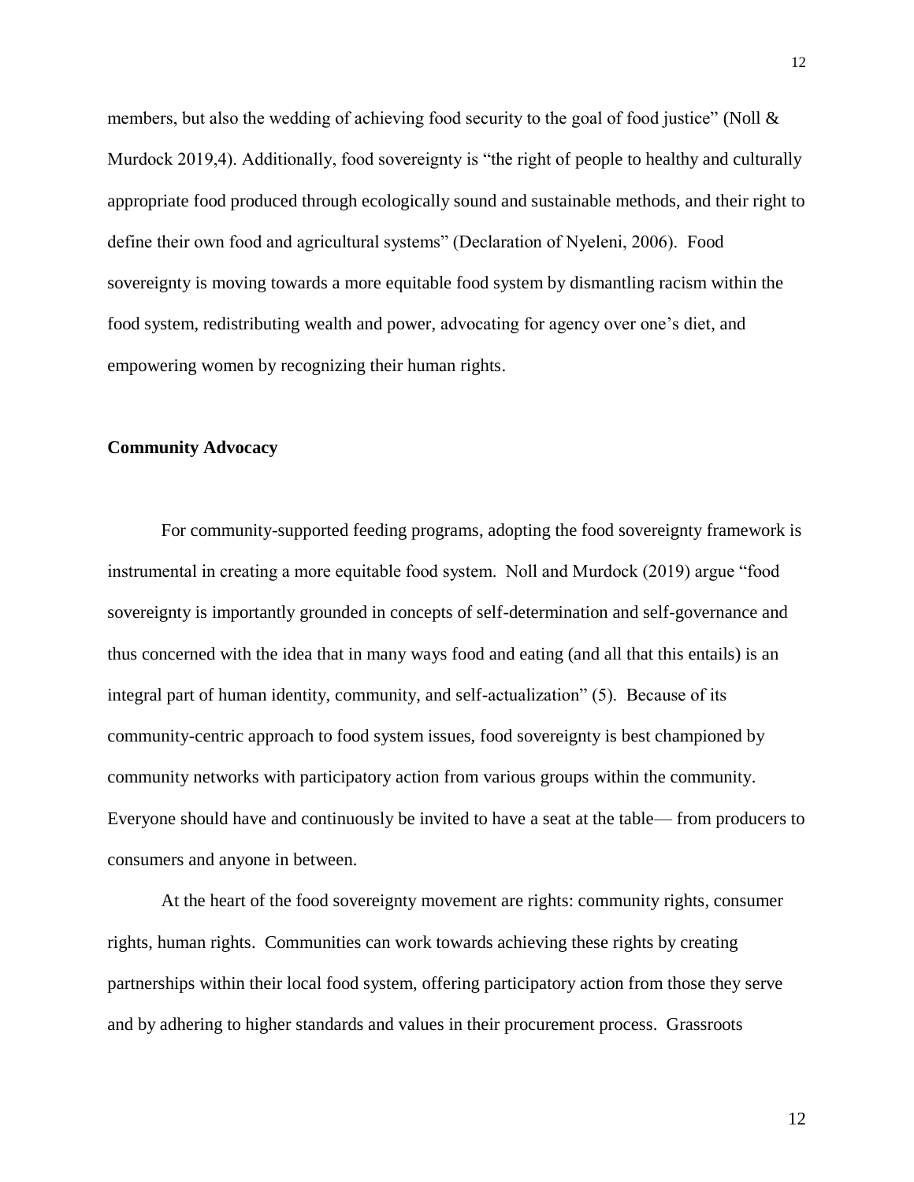members, but also the wedding of achieving food security to the goal of food justice" (Noll & Murdock 2019,4). Additionally, food sovereignty is "the right of people to healthy and culturally appropriate food produced through ecologically sound and sustainable methods, and their right to define their own food and agricultural systems" (Declaration of Nyeleni, 2006). Food sovereignty is moving towards a more equitable food system by dismantling racism within the food system, redistributing wealth and power, advocating for agency over one's diet, and empowering women by recognizing their human rights.

**Community Advocacy**

For community-supported feeding programs, adopting the food sovereignty framework is instrumental in creating a more equitable food system. Noll and Murdock (2019) argue "food sovereignty is importantly grounded in concepts of self-determination and self-governance and thus concerned with the idea that in many ways food and eating (and all that this entails) is an integral part of human identity, community, and self-actualization" (5). Because of its community-centric approach to food system issues, food sovereignty is best championed by community networks with participatory action from various groups within the community. Everyone should have and continuously be invited to have a seat at the table— from producers to consumers and anyone in between.

At the heart of the food sovereignty movement are rights: community rights, consumer rights, human rights. Communities can work towards achieving these rights by creating partnerships within their local food system, offering participatory action from those they serve and by adhering to higher standards and values in their procurement process. Grassroots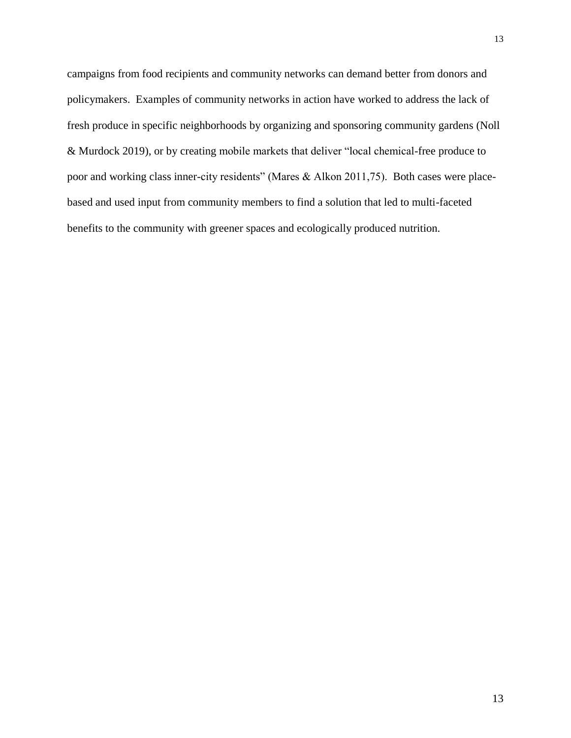campaigns from food recipients and community networks can demand better from donors and policymakers. Examples of community networks in action have worked to address the lack of fresh produce in specific neighborhoods by organizing and sponsoring community gardens (Noll & Murdock 2019), or by creating mobile markets that deliver "local chemical-free produce to poor and working class inner-city residents" (Mares & Alkon 2011,75). Both cases were place-based and used input from community members to find a solution that led to multi-faceted benefits to the community with greener spaces and ecologically produced nutrition.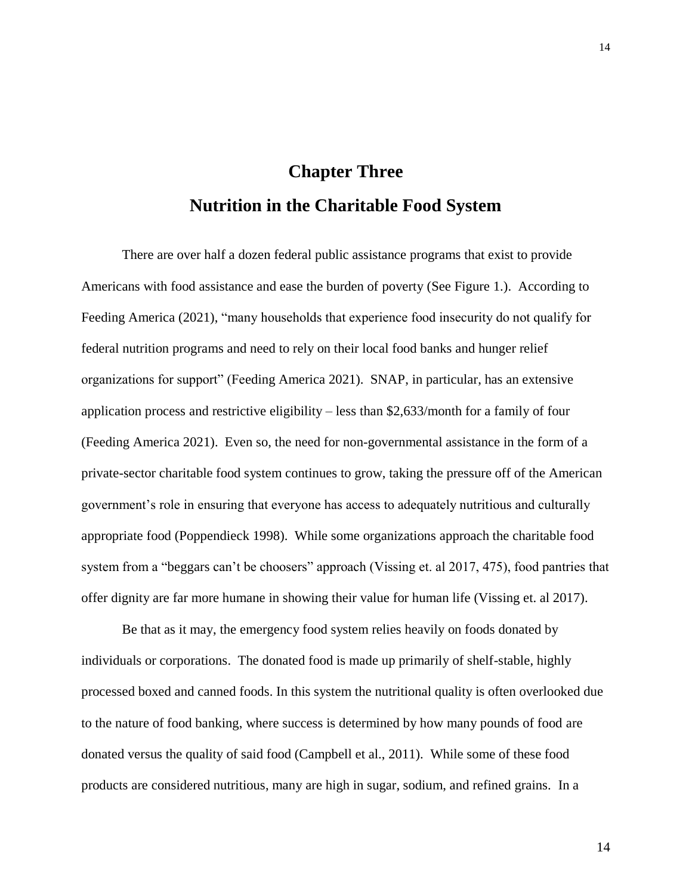# Chapter Three

# Nutrition in the Charitable Food System

There are over half a dozen federal public assistance programs that exist to provide Americans with food assistance and ease the burden of poverty (See Figure 1.). According to Feeding America (2021), "many households that experience food insecurity do not qualify for federal nutrition programs and need to rely on their local food banks and hunger relief organizations for support" (Feeding America 2021). SNAP, in particular, has an extensive application process and restrictive eligibility – less than $2,633/month for a family of four (Feeding America 2021). Even so, the need for non-governmental assistance in the form of a private-sector charitable food system continues to grow, taking the pressure off of the American government's role in ensuring that everyone has access to adequately nutritious and culturally appropriate food (Poppendieck 1998). While some organizations approach the charitable food system from a "beggars can't be choosers" approach (Vissing et. al 2017, 475), food pantries that offer dignity are far more humane in showing their value for human life (Vissing et. al 2017).

Be that as it may, the emergency food system relies heavily on foods donated by individuals or corporations. The donated food is made up primarily of shelf-stable, highly processed boxed and canned foods. In this system the nutritional quality is often overlooked due to the nature of food banking, where success is determined by how many pounds of food are donated versus the quality of said food (Campbell et al., 2011). While some of these food products are considered nutritious, many are high in sugar, sodium, and refined grains. In a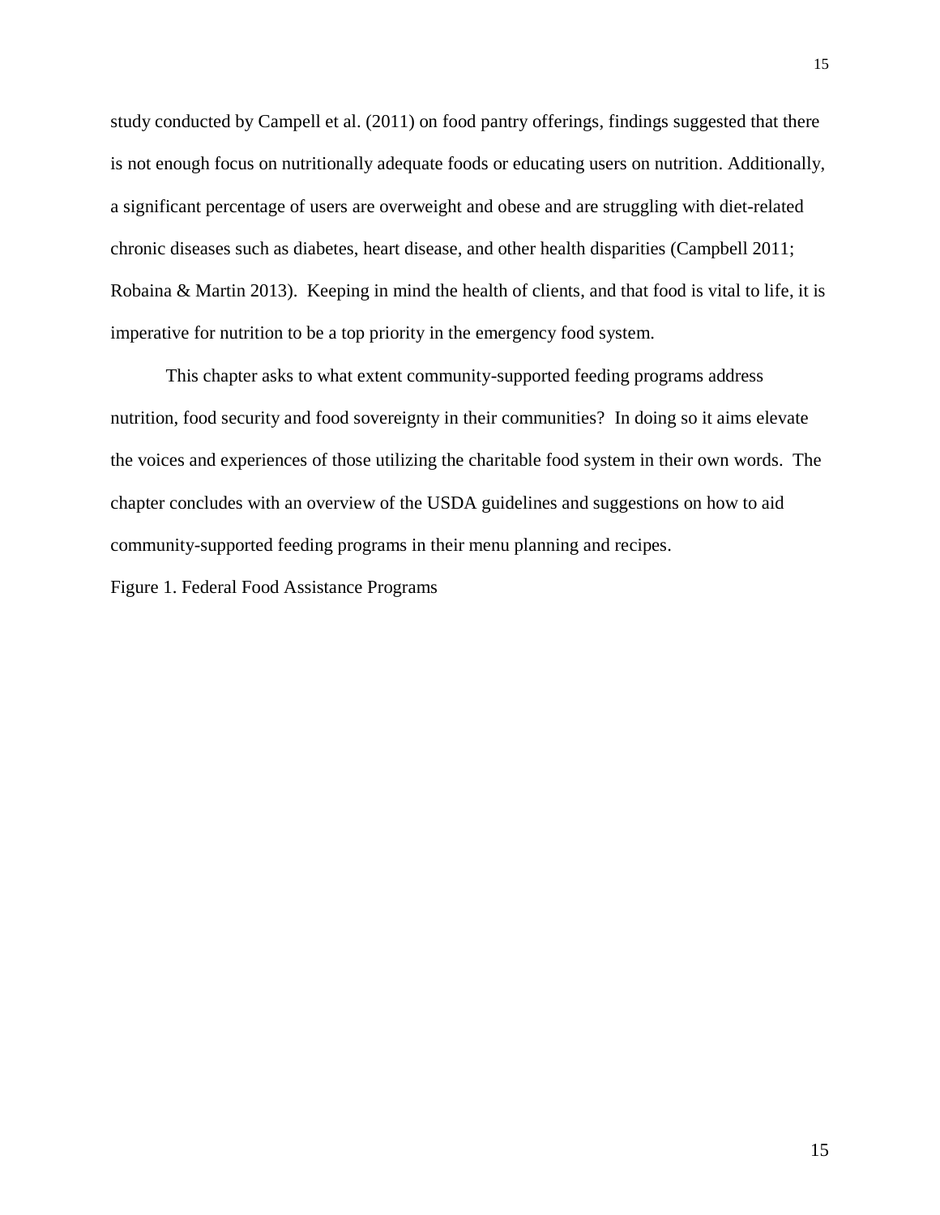study conducted by Campell et al. (2011) on food pantry offerings, findings suggested that there is not enough focus on nutritionally adequate foods or educating users on nutrition. Additionally, a significant percentage of users are overweight and obese and are struggling with diet-related chronic diseases such as diabetes, heart disease, and other health disparities (Campbell 2011; Robaina & Martin 2013). Keeping in mind the health of clients, and that food is vital to life, it is imperative for nutrition to be a top priority in the emergency food system.

This chapter asks to what extent community-supported feeding programs address nutrition, food security and food sovereignty in their communities? In doing so it aims elevate the voices and experiences of those utilizing the charitable food system in their own words. The chapter concludes with an overview of the USDA guidelines and suggestions on how to aid community-supported feeding programs in their menu planning and recipes.

Figure 1. Federal Food Assistance Programs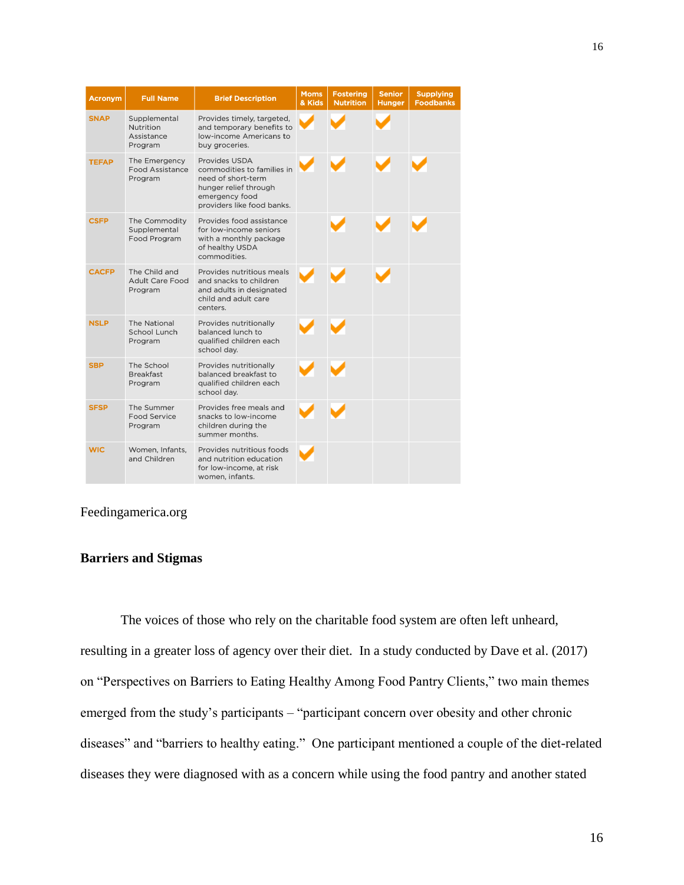| Acronym | Full Name | Brief Description | Moms & Kids | Fostering Nutrition | Senior Hunger | Supplying Foodbanks |
|---|---|---|---|---|---|---|
| SNAP | Supplemental Nutrition Assistance Program | Provides timely, targeted, and temporary benefits to low-income Americans to buy groceries. | ✓ | ✓ | ✓ | |
| TEFAP | The Emergency Food Assistance Program | Provides USDA commodities to families in need of short-term hunger relief through emergency food providers like food banks. | ✓ | ✓ | ✓ | ✓ |
| CSFP | The Commodity Supplemental Food Program | Provides food assistance for low-income seniors with a monthly package of healthy USDA commodities. | | ✓ | ✓ | ✓ |
| CACFP | The Child and Adult Care Food Program | Provides nutritious meals and snacks to children and adults in designated child and adult care centers. | ✓ | ✓ | ✓ | |
| NSLP | The National School Lunch Program | Provides nutritionally balanced lunch to qualified children each school day. | ✓ | ✓ | | |
| SBP | The School Breakfast Program | Provides nutritionally balanced breakfast to qualified children each school day. | ✓ | ✓ | | |
| SFSP | The Summer Food Service Program | Provides free meals and snacks to low-income children during the summer months. | ✓ | ✓ | | |
| WIC | Women, Infants, and Children | Provides nutritious foods and nutrition education for low-income, at risk women, infants. | ✓ | | | |

Feedingamerica.org

**Barriers and Stigmas**

The voices of those who rely on the charitable food system are often left unheard, resulting in a greater loss of agency over their diet. In a study conducted by Dave et al. (2017) on "Perspectives on Barriers to Eating Healthy Among Food Pantry Clients," two main themes emerged from the study's participants – "participant concern over obesity and other chronic diseases" and "barriers to healthy eating." One participant mentioned a couple of the diet-related diseases they were diagnosed with as a concern while using the food pantry and another stated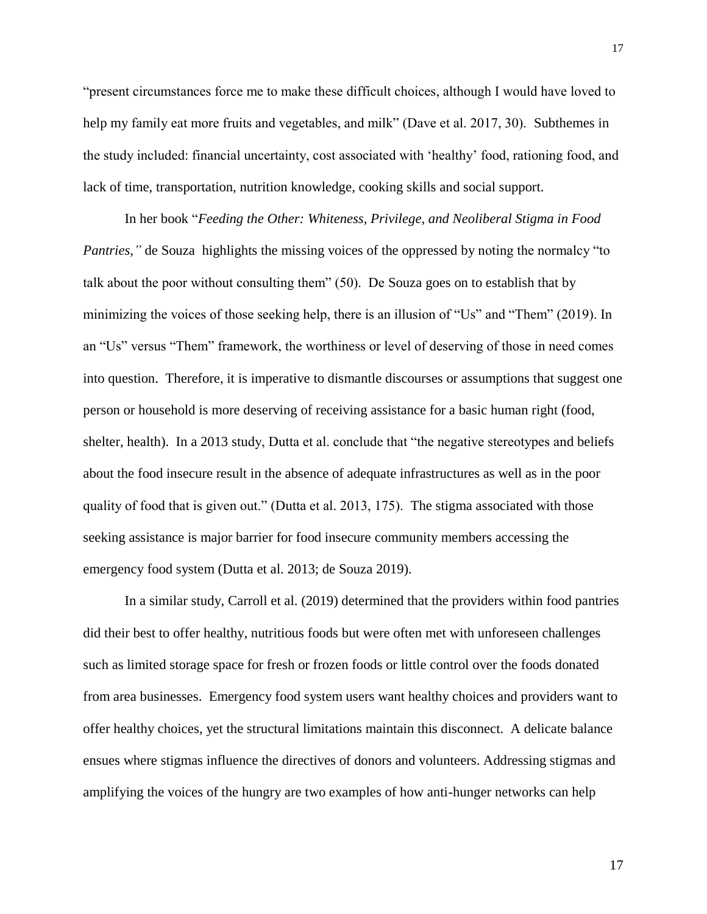"present circumstances force me to make these difficult choices, although I would have loved to help my family eat more fruits and vegetables, and milk" (Dave et al. 2017, 30). Subthemes in the study included: financial uncertainty, cost associated with 'healthy' food, rationing food, and lack of time, transportation, nutrition knowledge, cooking skills and social support.

In her book "*Feeding the Other: Whiteness, Privilege, and Neoliberal Stigma in Food Pantries,"* de Souza highlights the missing voices of the oppressed by noting the normalcy "to talk about the poor without consulting them" (50). De Souza goes on to establish that by minimizing the voices of those seeking help, there is an illusion of "Us" and "Them" (2019). In an "Us" versus "Them" framework, the worthiness or level of deserving of those in need comes into question. Therefore, it is imperative to dismantle discourses or assumptions that suggest one person or household is more deserving of receiving assistance for a basic human right (food, shelter, health). In a 2013 study, Dutta et al. conclude that "the negative stereotypes and beliefs about the food insecure result in the absence of adequate infrastructures as well as in the poor quality of food that is given out." (Dutta et al. 2013, 175). The stigma associated with those seeking assistance is major barrier for food insecure community members accessing the emergency food system (Dutta et al. 2013; de Souza 2019).

In a similar study, Carroll et al. (2019) determined that the providers within food pantries did their best to offer healthy, nutritious foods but were often met with unforeseen challenges such as limited storage space for fresh or frozen foods or little control over the foods donated from area businesses. Emergency food system users want healthy choices and providers want to offer healthy choices, yet the structural limitations maintain this disconnect. A delicate balance ensues where stigmas influence the directives of donors and volunteers. Addressing stigmas and amplifying the voices of the hungry are two examples of how anti-hunger networks can help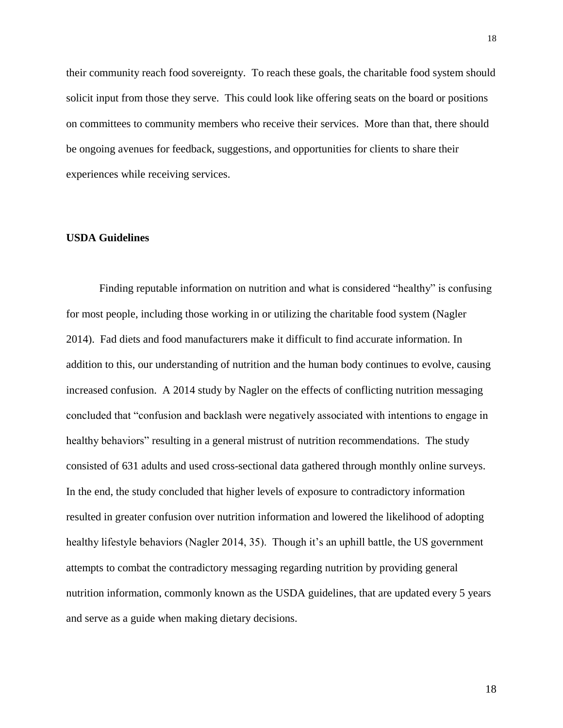their community reach food sovereignty. To reach these goals, the charitable food system should solicit input from those they serve. This could look like offering seats on the board or positions on committees to community members who receive their services. More than that, there should be ongoing avenues for feedback, suggestions, and opportunities for clients to share their experiences while receiving services.

**USDA Guidelines**

Finding reputable information on nutrition and what is considered "healthy" is confusing for most people, including those working in or utilizing the charitable food system (Nagler 2014). Fad diets and food manufacturers make it difficult to find accurate information. In addition to this, our understanding of nutrition and the human body continues to evolve, causing increased confusion. A 2014 study by Nagler on the effects of conflicting nutrition messaging concluded that "confusion and backlash were negatively associated with intentions to engage in healthy behaviors" resulting in a general mistrust of nutrition recommendations. The study consisted of 631 adults and used cross-sectional data gathered through monthly online surveys. In the end, the study concluded that higher levels of exposure to contradictory information resulted in greater confusion over nutrition information and lowered the likelihood of adopting healthy lifestyle behaviors (Nagler 2014, 35). Though it's an uphill battle, the US government attempts to combat the contradictory messaging regarding nutrition by providing general nutrition information, commonly known as the USDA guidelines, that are updated every 5 years and serve as a guide when making dietary decisions.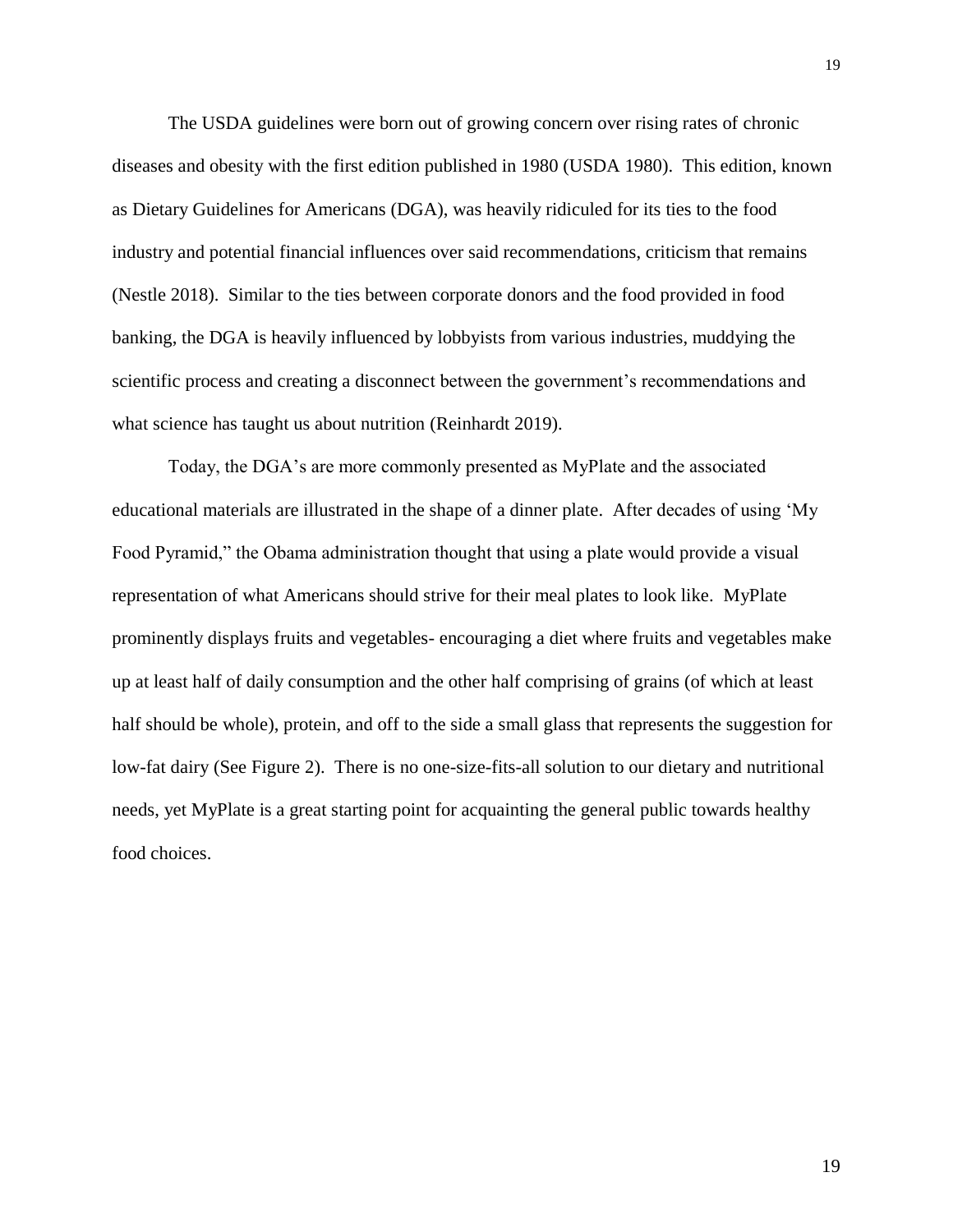The USDA guidelines were born out of growing concern over rising rates of chronic diseases and obesity with the first edition published in 1980 (USDA 1980). This edition, known as Dietary Guidelines for Americans (DGA), was heavily ridiculed for its ties to the food industry and potential financial influences over said recommendations, criticism that remains (Nestle 2018). Similar to the ties between corporate donors and the food provided in food banking, the DGA is heavily influenced by lobbyists from various industries, muddying the scientific process and creating a disconnect between the government's recommendations and what science has taught us about nutrition (Reinhardt 2019).

Today, the DGA's are more commonly presented as MyPlate and the associated educational materials are illustrated in the shape of a dinner plate. After decades of using 'My Food Pyramid," the Obama administration thought that using a plate would provide a visual representation of what Americans should strive for their meal plates to look like. MyPlate prominently displays fruits and vegetables- encouraging a diet where fruits and vegetables make up at least half of daily consumption and the other half comprising of grains (of which at least half should be whole), protein, and off to the side a small glass that represents the suggestion for low-fat dairy (See Figure 2). There is no one-size-fits-all solution to our dietary and nutritional needs, yet MyPlate is a great starting point for acquainting the general public towards healthy food choices.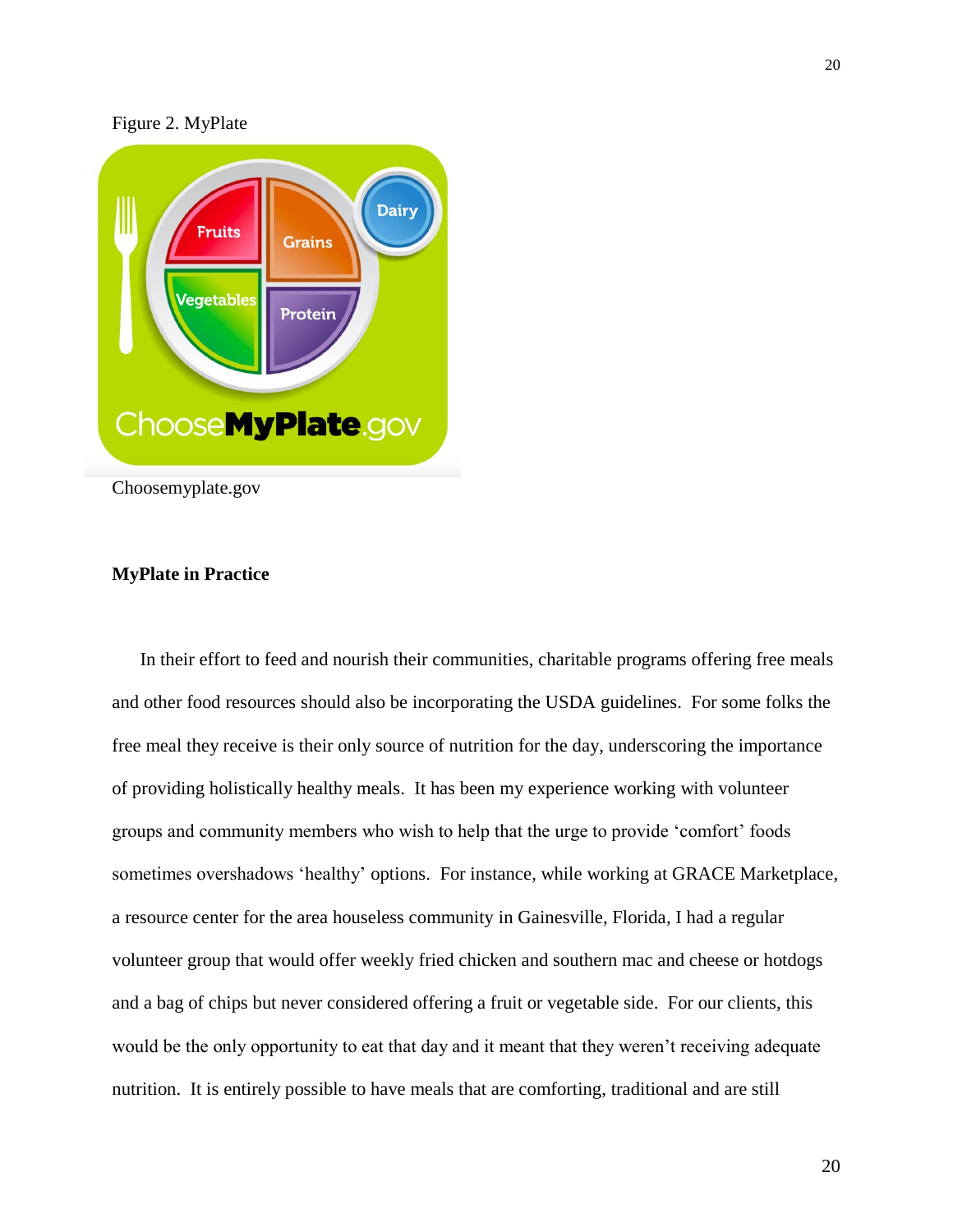Figure 2. MyPlate

Choosemyplate.gov

**MyPlate in Practice**

In their effort to feed and nourish their communities, charitable programs offering free meals and other food resources should also be incorporating the USDA guidelines. For some folks the free meal they receive is their only source of nutrition for the day, underscoring the importance of providing holistically healthy meals. It has been my experience working with volunteer groups and community members who wish to help that the urge to provide 'comfort' foods sometimes overshadows 'healthy' options. For instance, while working at GRACE Marketplace, a resource center for the area houseless community in Gainesville, Florida, I had a regular volunteer group that would offer weekly fried chicken and southern mac and cheese or hotdogs and a bag of chips but never considered offering a fruit or vegetable side. For our clients, this would be the only opportunity to eat that day and it meant that they weren't receiving adequate nutrition. It is entirely possible to have meals that are comforting, traditional and are still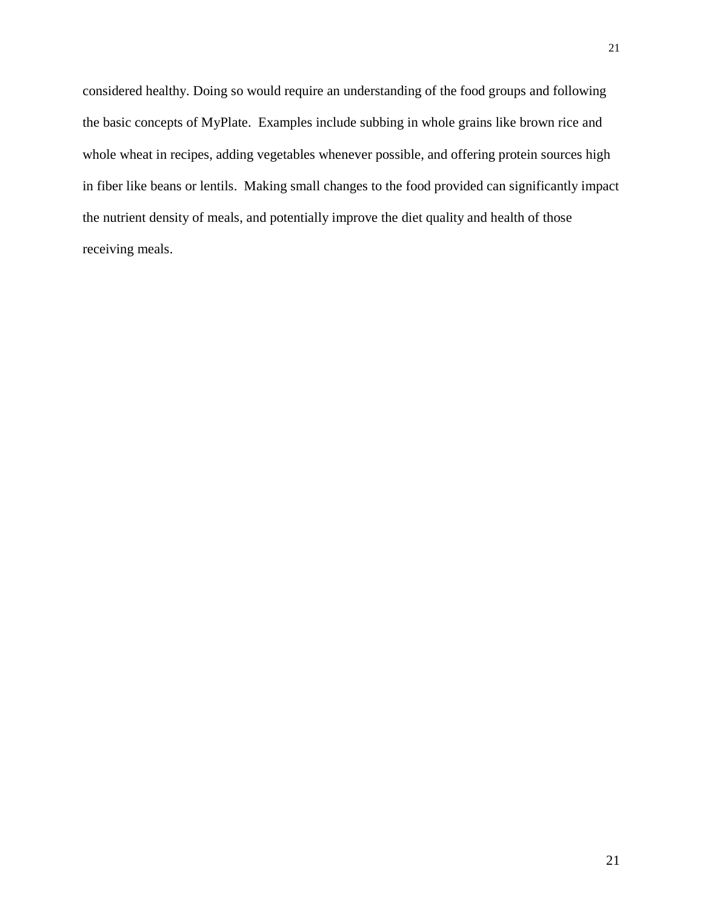considered healthy. Doing so would require an understanding of the food groups and following the basic concepts of MyPlate.  Examples include subbing in whole grains like brown rice and whole wheat in recipes, adding vegetables whenever possible, and offering protein sources high in fiber like beans or lentils.  Making small changes to the food provided can significantly impact the nutrient density of meals, and potentially improve the diet quality and health of those receiving meals.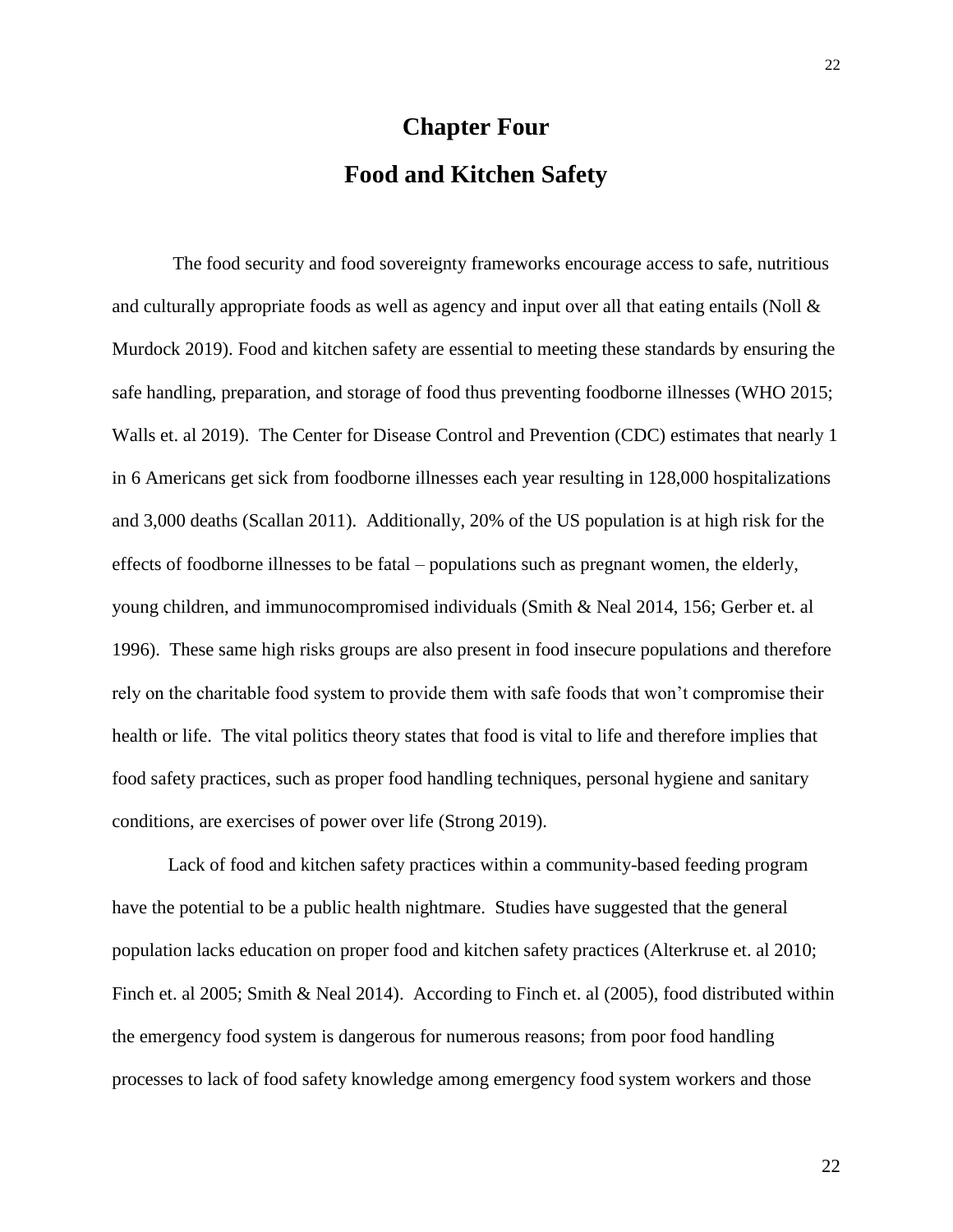# Chapter Four

# Food and Kitchen Safety

The food security and food sovereignty frameworks encourage access to safe, nutritious and culturally appropriate foods as well as agency and input over all that eating entails (Noll & Murdock 2019). Food and kitchen safety are essential to meeting these standards by ensuring the safe handling, preparation, and storage of food thus preventing foodborne illnesses (WHO 2015; Walls et. al 2019). The Center for Disease Control and Prevention (CDC) estimates that nearly 1 in 6 Americans get sick from foodborne illnesses each year resulting in 128,000 hospitalizations and 3,000 deaths (Scallan 2011). Additionally, 20% of the US population is at high risk for the effects of foodborne illnesses to be fatal – populations such as pregnant women, the elderly, young children, and immunocompromised individuals (Smith & Neal 2014, 156; Gerber et. al 1996). These same high risks groups are also present in food insecure populations and therefore rely on the charitable food system to provide them with safe foods that won't compromise their health or life. The vital politics theory states that food is vital to life and therefore implies that food safety practices, such as proper food handling techniques, personal hygiene and sanitary conditions, are exercises of power over life (Strong 2019).

Lack of food and kitchen safety practices within a community-based feeding program have the potential to be a public health nightmare. Studies have suggested that the general population lacks education on proper food and kitchen safety practices (Alterkruse et. al 2010; Finch et. al 2005; Smith & Neal 2014). According to Finch et. al (2005), food distributed within the emergency food system is dangerous for numerous reasons; from poor food handling processes to lack of food safety knowledge among emergency food system workers and those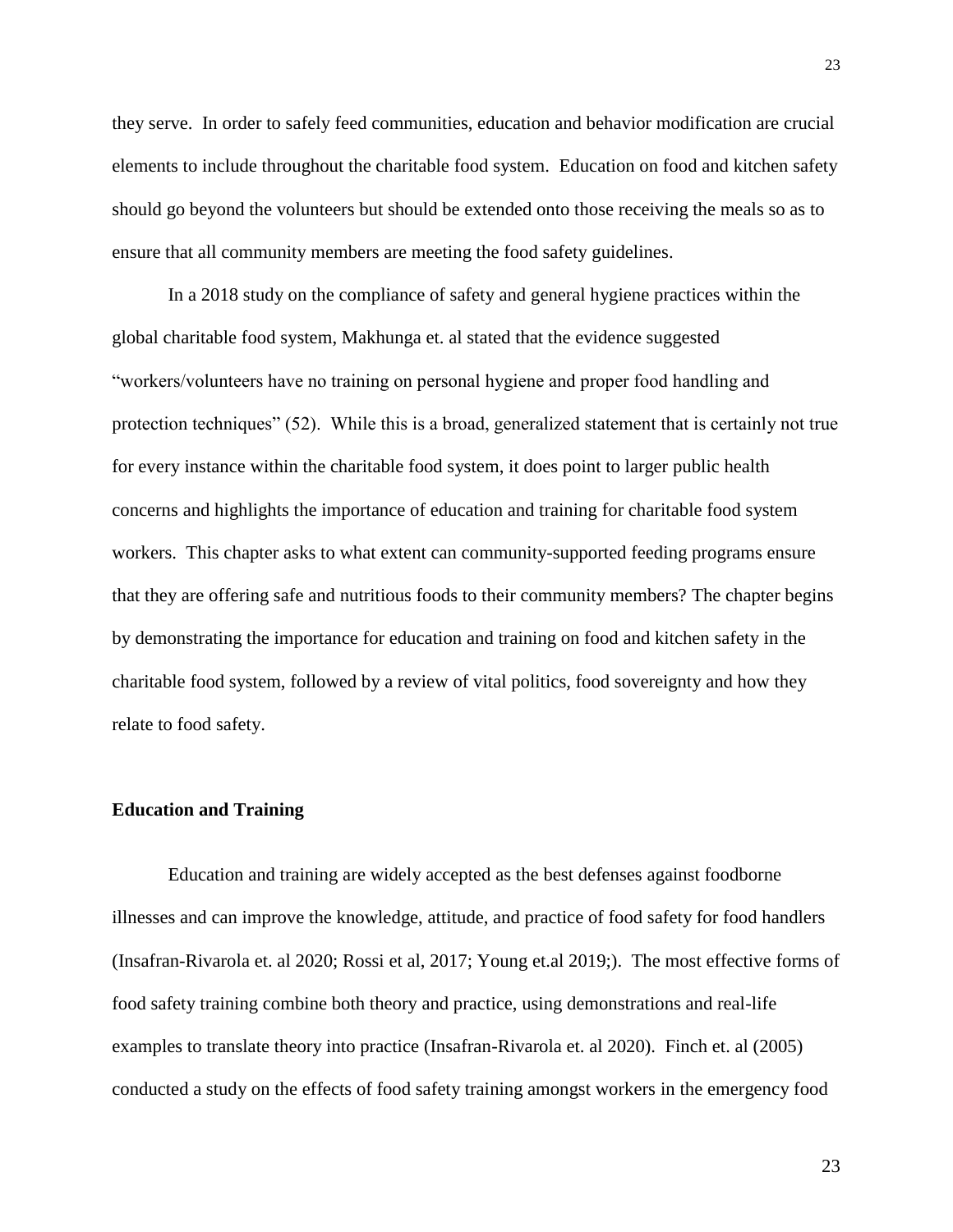they serve. In order to safely feed communities, education and behavior modification are crucial elements to include throughout the charitable food system. Education on food and kitchen safety should go beyond the volunteers but should be extended onto those receiving the meals so as to ensure that all community members are meeting the food safety guidelines.

In a 2018 study on the compliance of safety and general hygiene practices within the global charitable food system, Makhunga et. al stated that the evidence suggested "workers/volunteers have no training on personal hygiene and proper food handling and protection techniques" (52). While this is a broad, generalized statement that is certainly not true for every instance within the charitable food system, it does point to larger public health concerns and highlights the importance of education and training for charitable food system workers. This chapter asks to what extent can community-supported feeding programs ensure that they are offering safe and nutritious foods to their community members? The chapter begins by demonstrating the importance for education and training on food and kitchen safety in the charitable food system, followed by a review of vital politics, food sovereignty and how they relate to food safety.

## Education and Training

Education and training are widely accepted as the best defenses against foodborne illnesses and can improve the knowledge, attitude, and practice of food safety for food handlers (Insafran-Rivarola et. al 2020; Rossi et al, 2017; Young et.al 2019;). The most effective forms of food safety training combine both theory and practice, using demonstrations and real-life examples to translate theory into practice (Insafran-Rivarola et. al 2020). Finch et. al (2005) conducted a study on the effects of food safety training amongst workers in the emergency food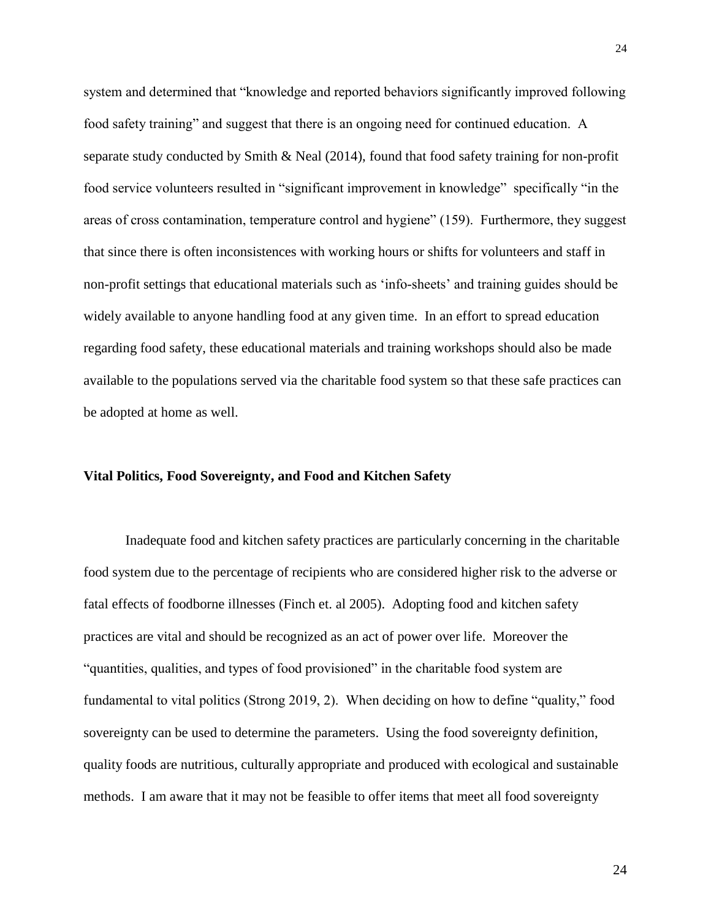system and determined that "knowledge and reported behaviors significantly improved following food safety training" and suggest that there is an ongoing need for continued education. A separate study conducted by Smith & Neal (2014), found that food safety training for non-profit food service volunteers resulted in "significant improvement in knowledge" specifically "in the areas of cross contamination, temperature control and hygiene" (159). Furthermore, they suggest that since there is often inconsistences with working hours or shifts for volunteers and staff in non-profit settings that educational materials such as 'info-sheets' and training guides should be widely available to anyone handling food at any given time. In an effort to spread education regarding food safety, these educational materials and training workshops should also be made available to the populations served via the charitable food system so that these safe practices can be adopted at home as well.

**Vital Politics, Food Sovereignty, and Food and Kitchen Safety**

Inadequate food and kitchen safety practices are particularly concerning in the charitable food system due to the percentage of recipients who are considered higher risk to the adverse or fatal effects of foodborne illnesses (Finch et. al 2005). Adopting food and kitchen safety practices are vital and should be recognized as an act of power over life. Moreover the "quantities, qualities, and types of food provisioned" in the charitable food system are fundamental to vital politics (Strong 2019, 2). When deciding on how to define "quality," food sovereignty can be used to determine the parameters. Using the food sovereignty definition, quality foods are nutritious, culturally appropriate and produced with ecological and sustainable methods. I am aware that it may not be feasible to offer items that meet all food sovereignty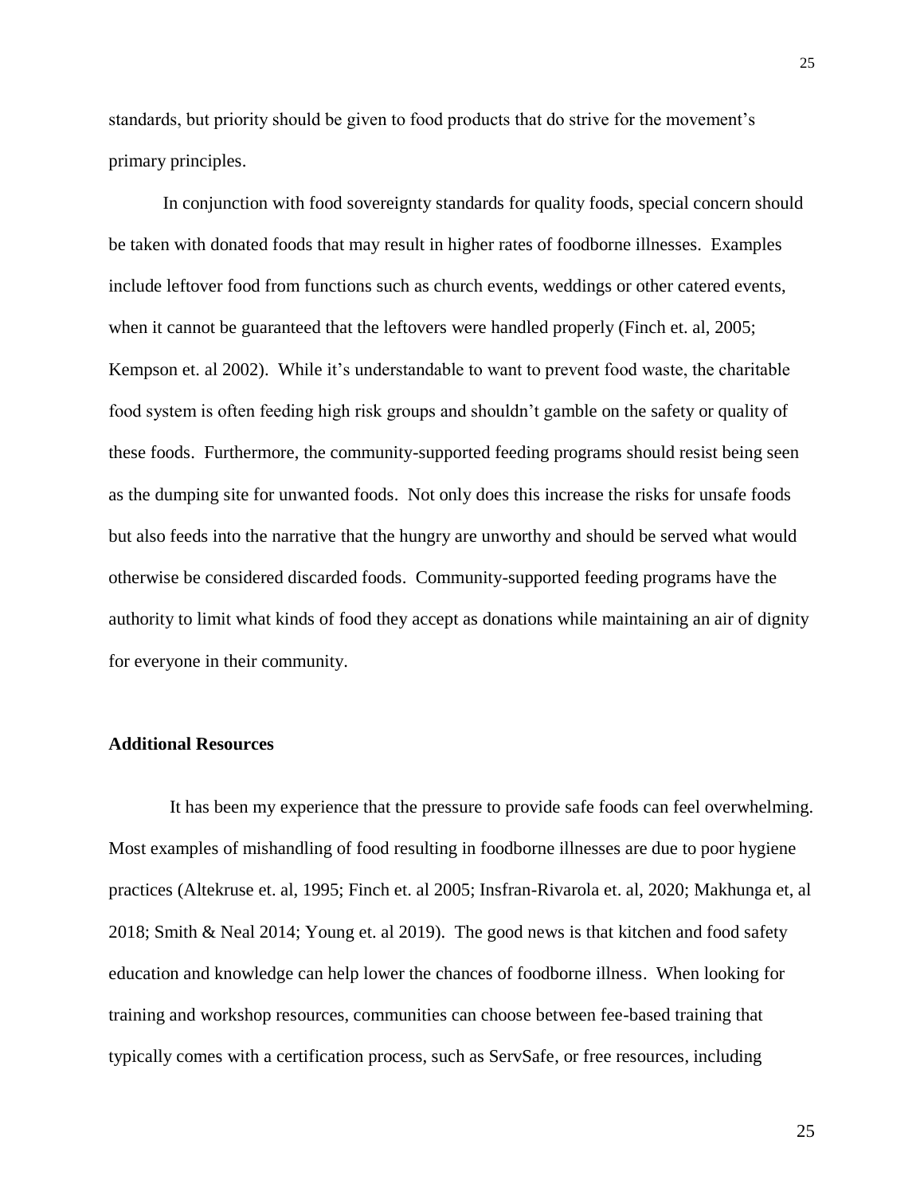standards, but priority should be given to food products that do strive for the movement's primary principles.

In conjunction with food sovereignty standards for quality foods, special concern should be taken with donated foods that may result in higher rates of foodborne illnesses. Examples include leftover food from functions such as church events, weddings or other catered events, when it cannot be guaranteed that the leftovers were handled properly (Finch et. al, 2005; Kempson et. al 2002). While it's understandable to want to prevent food waste, the charitable food system is often feeding high risk groups and shouldn't gamble on the safety or quality of these foods. Furthermore, the community-supported feeding programs should resist being seen as the dumping site for unwanted foods. Not only does this increase the risks for unsafe foods but also feeds into the narrative that the hungry are unworthy and should be served what would otherwise be considered discarded foods. Community-supported feeding programs have the authority to limit what kinds of food they accept as donations while maintaining an air of dignity for everyone in their community.

**Additional Resources**

It has been my experience that the pressure to provide safe foods can feel overwhelming. Most examples of mishandling of food resulting in foodborne illnesses are due to poor hygiene practices (Altekruse et. al, 1995; Finch et. al 2005; Insfran-Rivarola et. al, 2020; Makhunga et, al 2018; Smith & Neal 2014; Young et. al 2019). The good news is that kitchen and food safety education and knowledge can help lower the chances of foodborne illness. When looking for training and workshop resources, communities can choose between fee-based training that typically comes with a certification process, such as ServSafe, or free resources, including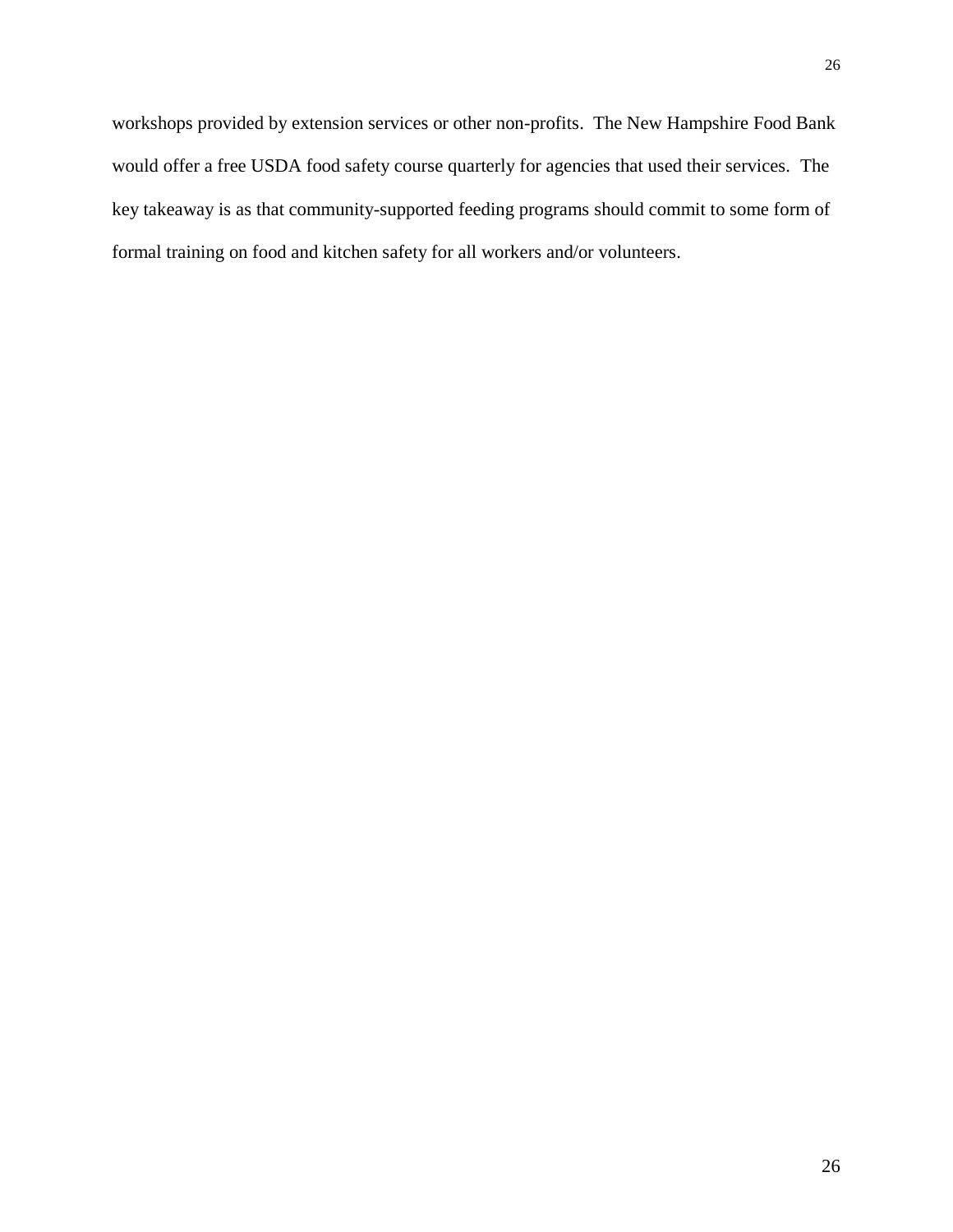workshops provided by extension services or other non-profits. The New Hampshire Food Bank would offer a free USDA food safety course quarterly for agencies that used their services. The key takeaway is as that community-supported feeding programs should commit to some form of formal training on food and kitchen safety for all workers and/or volunteers.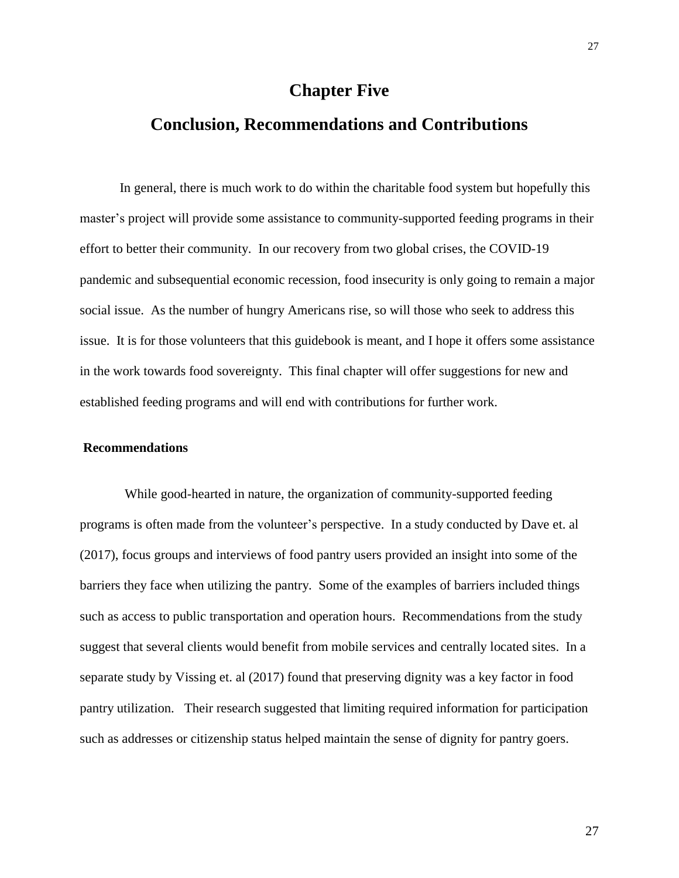# Chapter Five

# Conclusion, Recommendations and Contributions

In general, there is much work to do within the charitable food system but hopefully this master's project will provide some assistance to community-supported feeding programs in their effort to better their community. In our recovery from two global crises, the COVID-19 pandemic and subsequential economic recession, food insecurity is only going to remain a major social issue. As the number of hungry Americans rise, so will those who seek to address this issue. It is for those volunteers that this guidebook is meant, and I hope it offers some assistance in the work towards food sovereignty. This final chapter will offer suggestions for new and established feeding programs and will end with contributions for further work.

**Recommendations**

While good-hearted in nature, the organization of community-supported feeding programs is often made from the volunteer's perspective. In a study conducted by Dave et. al (2017), focus groups and interviews of food pantry users provided an insight into some of the barriers they face when utilizing the pantry. Some of the examples of barriers included things such as access to public transportation and operation hours. Recommendations from the study suggest that several clients would benefit from mobile services and centrally located sites. In a separate study by Vissing et. al (2017) found that preserving dignity was a key factor in food pantry utilization. Their research suggested that limiting required information for participation such as addresses or citizenship status helped maintain the sense of dignity for pantry goers.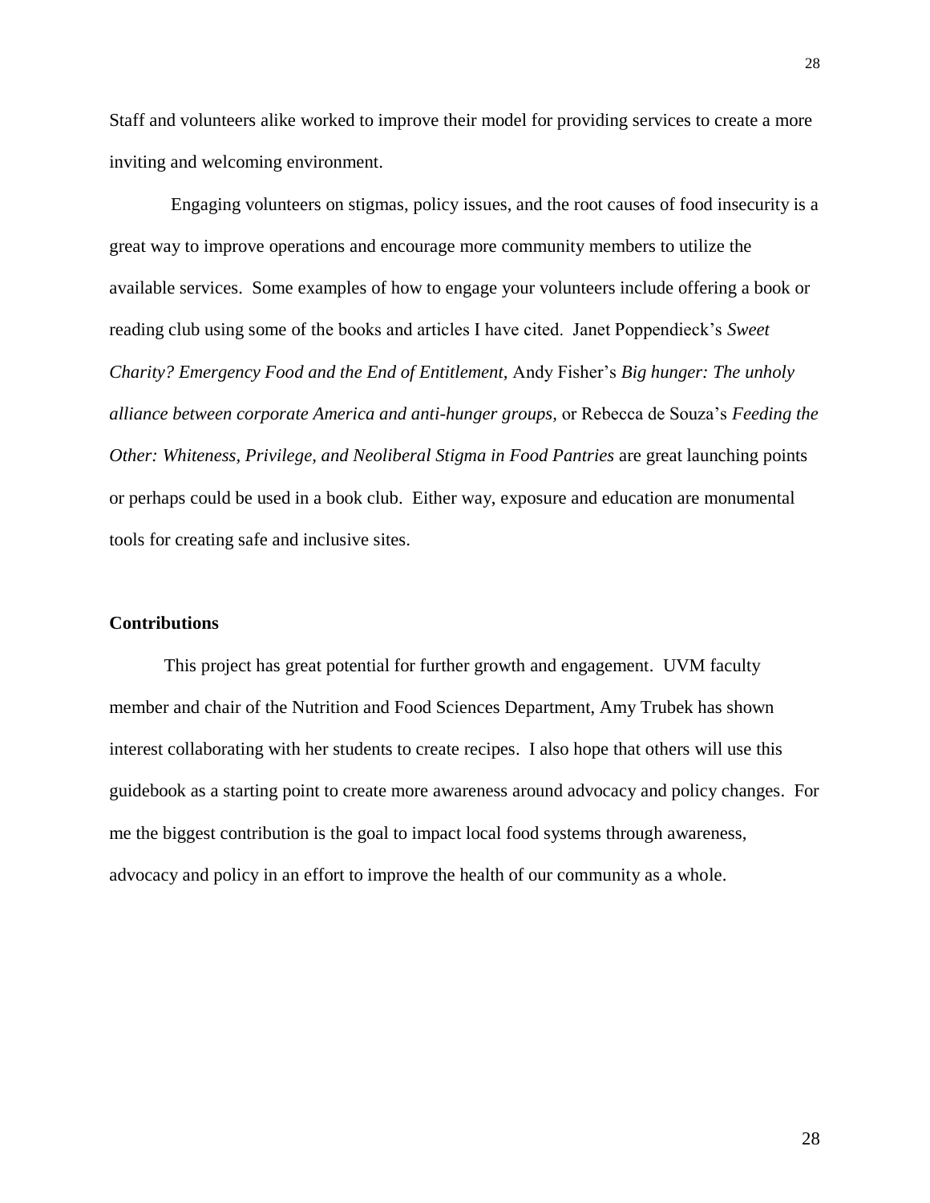Staff and volunteers alike worked to improve their model for providing services to create a more inviting and welcoming environment.

Engaging volunteers on stigmas, policy issues, and the root causes of food insecurity is a great way to improve operations and encourage more community members to utilize the available services. Some examples of how to engage your volunteers include offering a book or reading club using some of the books and articles I have cited. Janet Poppendieck's *Sweet Charity? Emergency Food and the End of Entitlement,* Andy Fisher's *Big hunger: The unholy alliance between corporate America and anti-hunger groups,* or Rebecca de Souza's *Feeding the Other: Whiteness, Privilege, and Neoliberal Stigma in Food Pantries* are great launching points or perhaps could be used in a book club. Either way, exposure and education are monumental tools for creating safe and inclusive sites.

**Contributions**

This project has great potential for further growth and engagement. UVM faculty member and chair of the Nutrition and Food Sciences Department, Amy Trubek has shown interest collaborating with her students to create recipes. I also hope that others will use this guidebook as a starting point to create more awareness around advocacy and policy changes. For me the biggest contribution is the goal to impact local food systems through awareness, advocacy and policy in an effort to improve the health of our community as a whole.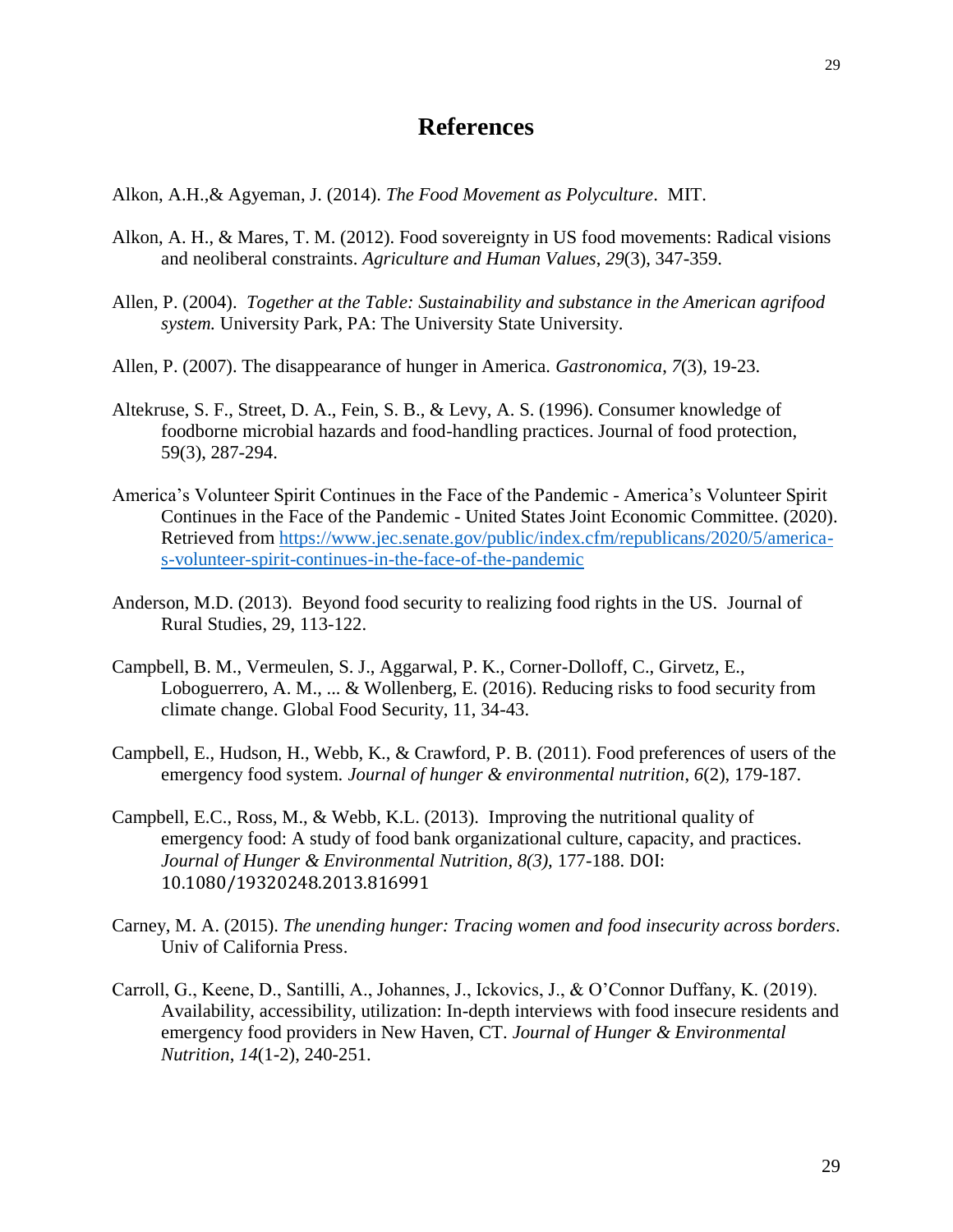# References

Alkon, A.H.,& Agyeman, J. (2014). *The Food Movement as Polyculture*. MIT.

Alkon, A. H., & Mares, T. M. (2012). Food sovereignty in US food movements: Radical visions and neoliberal constraints. *Agriculture and Human Values*, *29*(3), 347-359.

Allen, P. (2004). *Together at the Table: Sustainability and substance in the American agrifood system.* University Park, PA: The University State University.

Allen, P. (2007). The disappearance of hunger in America. *Gastronomica*, *7*(3), 19-23.

Altekruse, S. F., Street, D. A., Fein, S. B., & Levy, A. S. (1996). Consumer knowledge of foodborne microbial hazards and food-handling practices. Journal of food protection, 59(3), 287-294.

America's Volunteer Spirit Continues in the Face of the Pandemic - America's Volunteer Spirit Continues in the Face of the Pandemic - United States Joint Economic Committee. (2020). Retrieved from https://www.jec.senate.gov/public/index.cfm/republicans/2020/5/america-s-volunteer-spirit-continues-in-the-face-of-the-pandemic

Anderson, M.D. (2013). Beyond food security to realizing food rights in the US. Journal of Rural Studies, 29, 113-122.

Campbell, B. M., Vermeulen, S. J., Aggarwal, P. K., Corner-Dolloff, C., Girvetz, E., Loboguerrero, A. M., ... & Wollenberg, E. (2016). Reducing risks to food security from climate change. Global Food Security, 11, 34-43.

Campbell, E., Hudson, H., Webb, K., & Crawford, P. B. (2011). Food preferences of users of the emergency food system. *Journal of hunger & environmental nutrition*, *6*(2), 179-187.

Campbell, E.C., Ross, M., & Webb, K.L. (2013). Improving the nutritional quality of emergency food: A study of food bank organizational culture, capacity, and practices. *Journal of Hunger & Environmental Nutrition, 8(3),* 177-188. DOI: 10.1080/19320248.2013.816991

Carney, M. A. (2015). *The unending hunger: Tracing women and food insecurity across borders*. Univ of California Press.

Carroll, G., Keene, D., Santilli, A., Johannes, J., Ickovics, J., & O'Connor Duffany, K. (2019). Availability, accessibility, utilization: In-depth interviews with food insecure residents and emergency food providers in New Haven, CT. *Journal of Hunger & Environmental Nutrition*, *14*(1-2), 240-251.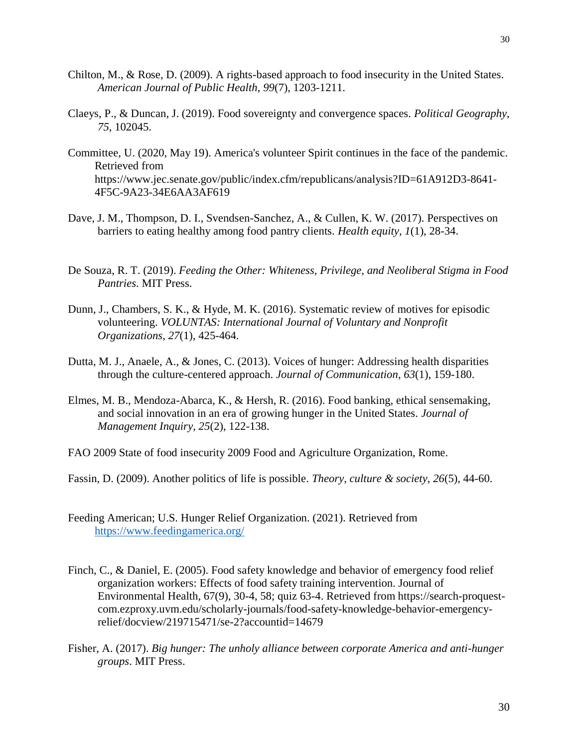Chilton, M., & Rose, D. (2009). A rights-based approach to food insecurity in the United States. *American Journal of Public Health, 99*(7), 1203-1211.

Claeys, P., & Duncan, J. (2019). Food sovereignty and convergence spaces. *Political Geography*, *75*, 102045.

Committee, U. (2020, May 19). America's volunteer Spirit continues in the face of the pandemic. Retrieved from https://www.jec.senate.gov/public/index.cfm/republicans/analysis?ID=61A912D3-8641-4F5C-9A23-34E6AA3AF619

Dave, J. M., Thompson, D. I., Svendsen-Sanchez, A., & Cullen, K. W. (2017). Perspectives on barriers to eating healthy among food pantry clients. *Health equity*, *1*(1), 28-34.

De Souza, R. T. (2019). *Feeding the Other: Whiteness, Privilege, and Neoliberal Stigma in Food Pantries*. MIT Press.

Dunn, J., Chambers, S. K., & Hyde, M. K. (2016). Systematic review of motives for episodic volunteering. *VOLUNTAS: International Journal of Voluntary and Nonprofit Organizations*, *27*(1), 425-464.

Dutta, M. J., Anaele, A., & Jones, C. (2013). Voices of hunger: Addressing health disparities through the culture-centered approach. *Journal of Communication*, *63*(1), 159-180.

Elmes, M. B., Mendoza-Abarca, K., & Hersh, R. (2016). Food banking, ethical sensemaking, and social innovation in an era of growing hunger in the United States. *Journal of Management Inquiry*, *25*(2), 122-138.

FAO 2009 State of food insecurity 2009 Food and Agriculture Organization, Rome.

Fassin, D. (2009). Another politics of life is possible. *Theory, culture & society*, *26*(5), 44-60.

Feeding American; U.S. Hunger Relief Organization. (2021). Retrieved from https://www.feedingamerica.org/

Finch, C., & Daniel, E. (2005). Food safety knowledge and behavior of emergency food relief organization workers: Effects of food safety training intervention. Journal of Environmental Health, 67(9), 30-4, 58; quiz 63-4. Retrieved from https://search-proquest-com.ezproxy.uvm.edu/scholarly-journals/food-safety-knowledge-behavior-emergency-relief/docview/219715471/se-2?accountid=14679

Fisher, A. (2017). *Big hunger: The unholy alliance between corporate America and anti-hunger groups*. MIT Press.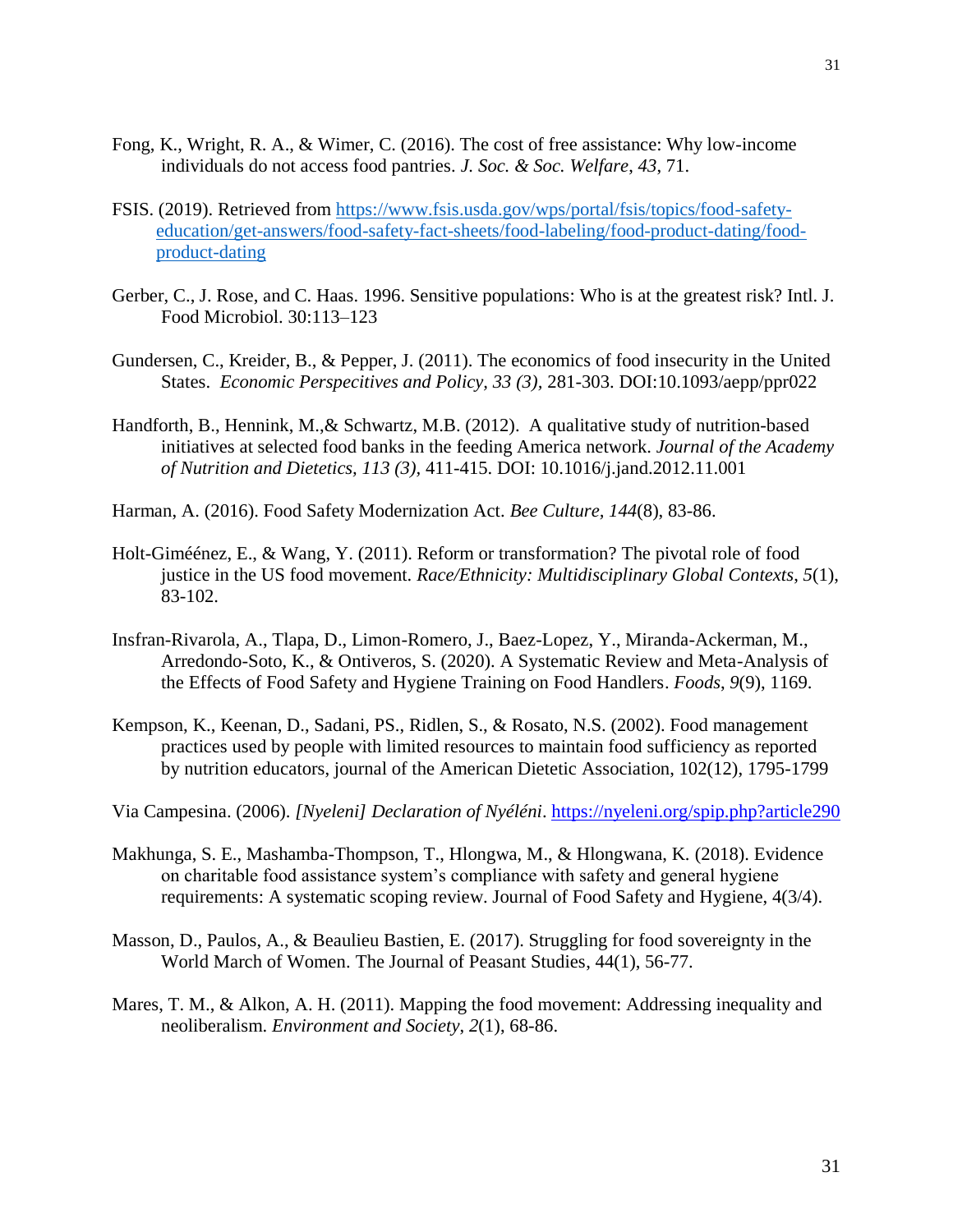Fong, K., Wright, R. A., & Wimer, C. (2016). The cost of free assistance: Why low-income individuals do not access food pantries. *J. Soc. & Soc. Welfare*, *43*, 71.

FSIS. (2019). Retrieved from https://www.fsis.usda.gov/wps/portal/fsis/topics/food-safety-education/get-answers/food-safety-fact-sheets/food-labeling/food-product-dating/food-product-dating

Gerber, C., J. Rose, and C. Haas. 1996. Sensitive populations: Who is at the greatest risk? Intl. J. Food Microbiol. 30:113–123

Gundersen, C., Kreider, B., & Pepper, J. (2011). The economics of food insecurity in the United States. *Economic Perspecitives and Policy, 33 (3),* 281-303. DOI:10.1093/aepp/ppr022

Handforth, B., Hennink, M.,& Schwartz, M.B. (2012). A qualitative study of nutrition-based initiatives at selected food banks in the feeding America network. *Journal of the Academy of Nutrition and Dietetics, 113 (3),* 411-415. DOI: 10.1016/j.jand.2012.11.001

Harman, A. (2016). Food Safety Modernization Act. *Bee Culture*, *144*(8), 83-86.

Holt-Gimé énez, E., & Wang, Y. (2011). Reform or transformation? The pivotal role of food justice in the US food movement. *Race/Ethnicity: Multidisciplinary Global Contexts*, *5*(1), 83-102.

Insfran-Rivarola, A., Tlapa, D., Limon-Romero, J., Baez-Lopez, Y., Miranda-Ackerman, M., Arredondo-Soto, K., & Ontiveros, S. (2020). A Systematic Review and Meta-Analysis of the Effects of Food Safety and Hygiene Training on Food Handlers. *Foods*, *9*(9), 1169.

Kempson, K., Keenan, D., Sadani, PS., Ridlen, S., & Rosato, N.S. (2002). Food management practices used by people with limited resources to maintain food sufficiency as reported by nutrition educators, journal of the American Dietetic Association, 102(12), 1795-1799

Via Campesina. (2006). *[Nyeleni] Declaration of Nyéléni*. https://nyeleni.org/spip.php?article290

Makhunga, S. E., Mashamba-Thompson, T., Hlongwa, M., & Hlongwana, K. (2018). Evidence on charitable food assistance system's compliance with safety and general hygiene requirements: A systematic scoping review. Journal of Food Safety and Hygiene, 4(3/4).

Masson, D., Paulos, A., & Beaulieu Bastien, E. (2017). Struggling for food sovereignty in the World March of Women. The Journal of Peasant Studies, 44(1), 56-77.

Mares, T. M., & Alkon, A. H. (2011). Mapping the food movement: Addressing inequality and neoliberalism. *Environment and Society*, *2*(1), 68-86.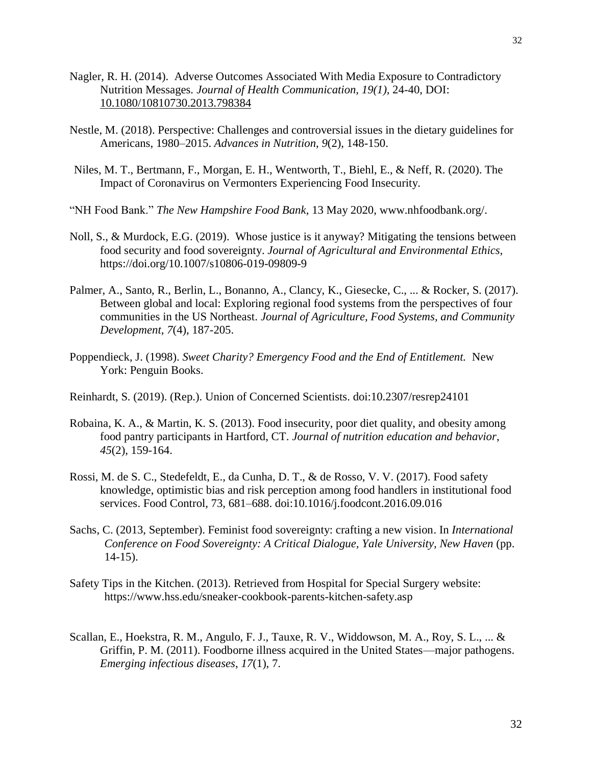Nagler, R. H. (2014). Adverse Outcomes Associated With Media Exposure to Contradictory Nutrition Messages. *Journal of Health Communication, 19(1)*, 24-40, DOI: 10.1080/10810730.2013.798384

Nestle, M. (2018). Perspective: Challenges and controversial issues in the dietary guidelines for Americans, 1980–2015. *Advances in Nutrition*, *9*(2), 148-150.

Niles, M. T., Bertmann, F., Morgan, E. H., Wentworth, T., Biehl, E., & Neff, R. (2020). The Impact of Coronavirus on Vermonters Experiencing Food Insecurity.

"NH Food Bank." *The New Hampshire Food Bank*, 13 May 2020, www.nhfoodbank.org/.

Noll, S., & Murdock, E.G. (2019). Whose justice is it anyway? Mitigating the tensions between food security and food sovereignty. *Journal of Agricultural and Environmental Ethics,* https://doi.org/10.1007/s10806-019-09809-9

Palmer, A., Santo, R., Berlin, L., Bonanno, A., Clancy, K., Giesecke, C., ... & Rocker, S. (2017). Between global and local: Exploring regional food systems from the perspectives of four communities in the US Northeast. *Journal of Agriculture, Food Systems, and Community Development*, *7*(4), 187-205.

Poppendieck, J. (1998). *Sweet Charity? Emergency Food and the End of Entitlement.* New York: Penguin Books.

Reinhardt, S. (2019). (Rep.). Union of Concerned Scientists. doi:10.2307/resrep24101

Robaina, K. A., & Martin, K. S. (2013). Food insecurity, poor diet quality, and obesity among food pantry participants in Hartford, CT. *Journal of nutrition education and behavior*, *45*(2), 159-164.

Rossi, M. de S. C., Stedefeldt, E., da Cunha, D. T., & de Rosso, V. V. (2017). Food safety knowledge, optimistic bias and risk perception among food handlers in institutional food services. Food Control, 73, 681–688. doi:10.1016/j.foodcont.2016.09.016

Sachs, C. (2013, September). Feminist food sovereignty: crafting a new vision. In *International Conference on Food Sovereignty: A Critical Dialogue, Yale University, New Haven* (pp. 14-15).

Safety Tips in the Kitchen. (2013). Retrieved from Hospital for Special Surgery website: https://www.hss.edu/sneaker-cookbook-parents-kitchen-safety.asp

Scallan, E., Hoekstra, R. M., Angulo, F. J., Tauxe, R. V., Widdowson, M. A., Roy, S. L., ... & Griffin, P. M. (2011). Foodborne illness acquired in the United States—major pathogens. *Emerging infectious diseases*, *17*(1), 7.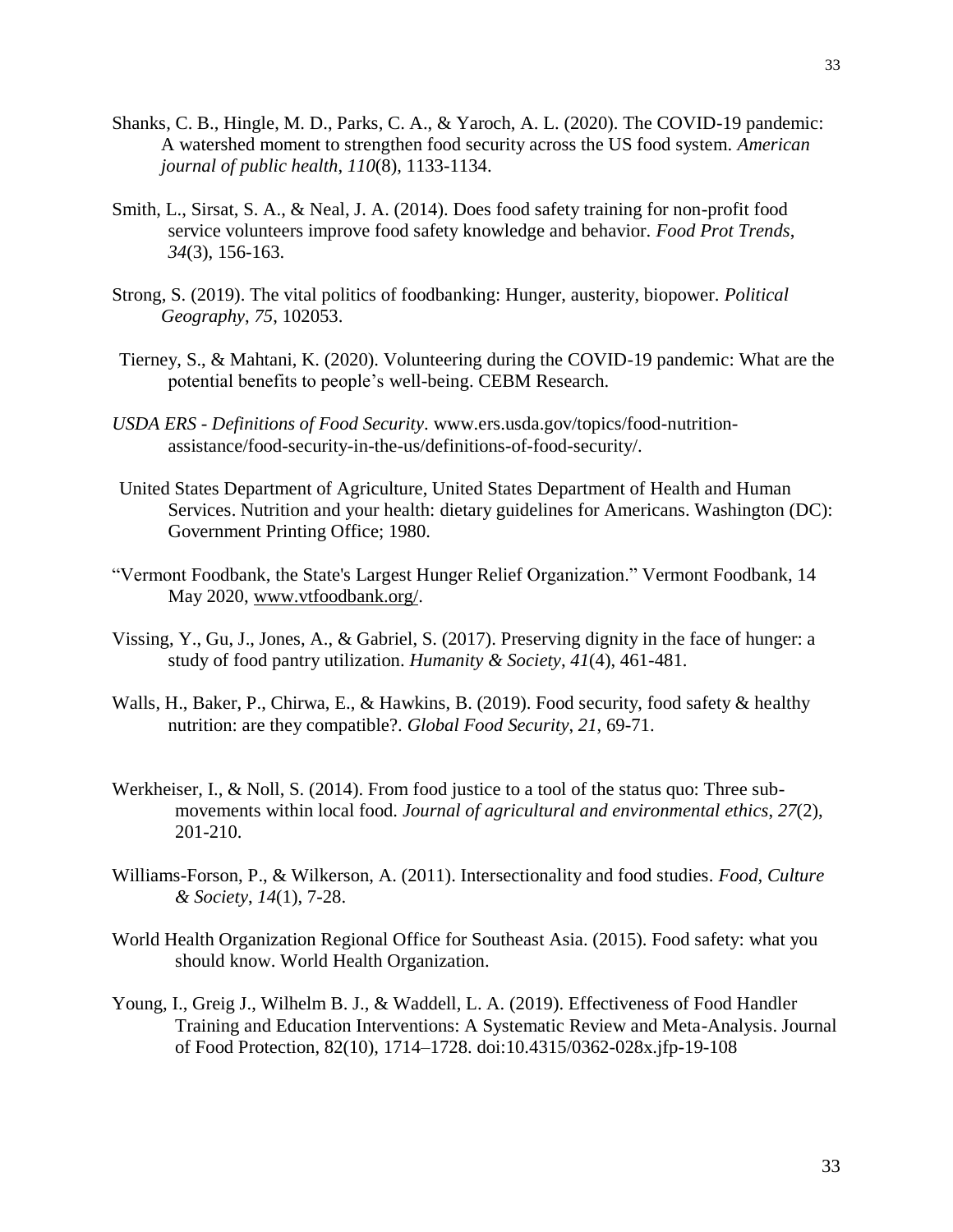Shanks, C. B., Hingle, M. D., Parks, C. A., & Yaroch, A. L. (2020). The COVID-19 pandemic: A watershed moment to strengthen food security across the US food system. *American journal of public health*, *110*(8), 1133-1134.

Smith, L., Sirsat, S. A., & Neal, J. A. (2014). Does food safety training for non-profit food service volunteers improve food safety knowledge and behavior. *Food Prot Trends*, *34*(3), 156-163.

Strong, S. (2019). The vital politics of foodbanking: Hunger, austerity, biopower. *Political Geography*, *75*, 102053.

Tierney, S., & Mahtani, K. (2020). Volunteering during the COVID-19 pandemic: What are the potential benefits to people's well-being. CEBM Research.

*USDA ERS - Definitions of Food Security*. www.ers.usda.gov/topics/food-nutrition-assistance/food-security-in-the-us/definitions-of-food-security/.

United States Department of Agriculture, United States Department of Health and Human Services. Nutrition and your health: dietary guidelines for Americans. Washington (DC): Government Printing Office; 1980.

"Vermont Foodbank, the State's Largest Hunger Relief Organization." Vermont Foodbank, 14 May 2020, www.vtfoodbank.org/.

Vissing, Y., Gu, J., Jones, A., & Gabriel, S. (2017). Preserving dignity in the face of hunger: a study of food pantry utilization. *Humanity & Society*, *41*(4), 461-481.

Walls, H., Baker, P., Chirwa, E., & Hawkins, B. (2019). Food security, food safety & healthy nutrition: are they compatible?. *Global Food Security*, *21*, 69-71.

Werkheiser, I., & Noll, S. (2014). From food justice to a tool of the status quo: Three sub-movements within local food. *Journal of agricultural and environmental ethics*, *27*(2), 201-210.

Williams-Forson, P., & Wilkerson, A. (2011). Intersectionality and food studies. *Food, Culture & Society*, *14*(1), 7-28.

World Health Organization Regional Office for Southeast Asia. (2015). Food safety: what you should know. World Health Organization.

Young, I., Greig J., Wilhelm B. J., & Waddell, L. A. (2019). Effectiveness of Food Handler Training and Education Interventions: A Systematic Review and Meta-Analysis. Journal of Food Protection, 82(10), 1714–1728. doi:10.4315/0362-028x.jfp-19-108